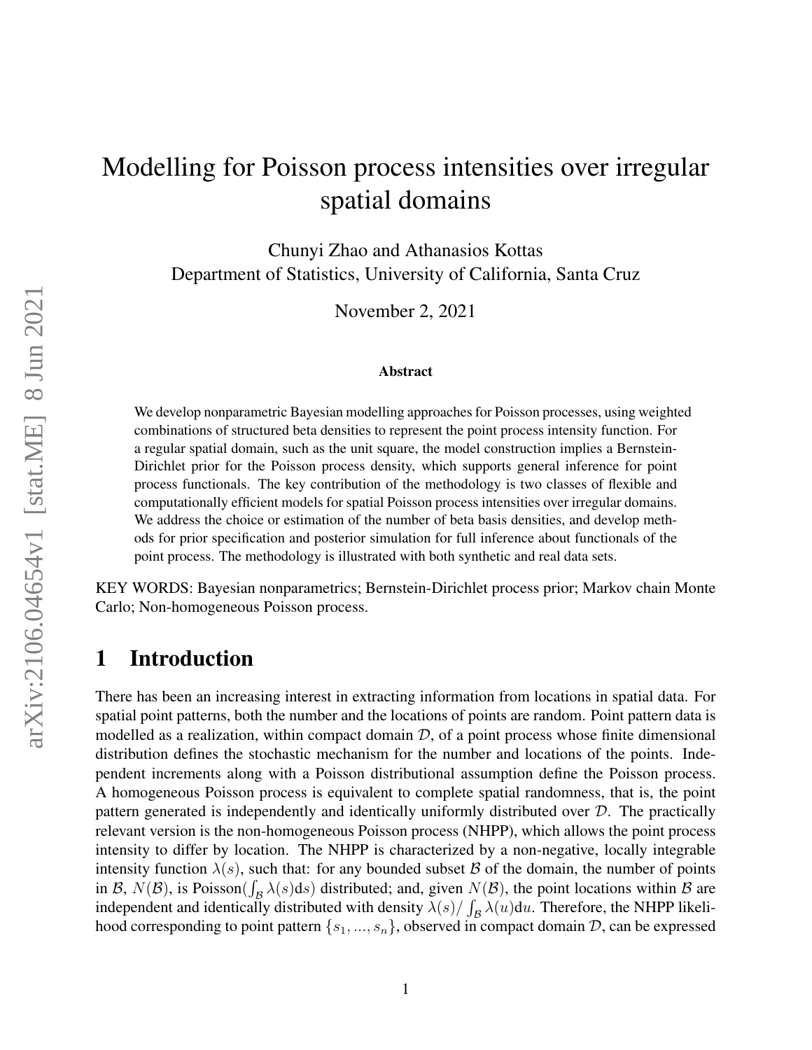# Modelling for Poisson process intensities over irregular spatial domains

Chunyi Zhao and Athanasios Kottas
Department of Statistics, University of California, Santa Cruz

November 2, 2021

### Abstract

We develop nonparametric Bayesian modelling approaches for Poisson processes, using weighted combinations of structured beta densities to represent the point process intensity function. For a regular spatial domain, such as the unit square, the model construction implies a Bernstein-Dirichlet prior for the Poisson process density, which supports general inference for point process functionals. The key contribution of the methodology is two classes of flexible and computationally efficient models for spatial Poisson process intensities over irregular domains. We address the choice or estimation of the number of beta basis densities, and develop methods for prior specification and posterior simulation for full inference about functionals of the point process. The methodology is illustrated with both synthetic and real data sets.

KEY WORDS: Bayesian nonparametrics; Bernstein-Dirichlet process prior; Markov chain Monte Carlo; Non-homogeneous Poisson process.

## 1 Introduction

There has been an increasing interest in extracting information from locations in spatial data. For spatial point patterns, both the number and the locations of points are random. Point pattern data is modelled as a realization, within compact domain $\mathcal{D}$, of a point process whose finite dimensional distribution defines the stochastic mechanism for the number and locations of the points. Independent increments along with a Poisson distributional assumption define the Poisson process. A homogeneous Poisson process is equivalent to complete spatial randomness, that is, the point pattern generated is independently and identically uniformly distributed over $\mathcal{D}$. The practically relevant version is the non-homogeneous Poisson process (NHPP), which allows the point process intensity to differ by location. The NHPP is characterized by a non-negative, locally integrable intensity function $\lambda(s)$, such that: for any bounded subset $\mathcal{B}$ of the domain, the number of points in $\mathcal{B}$, $N(\mathcal{B})$, is Poisson($\int_{\mathcal{B}} \lambda(s)\mathrm{d}s$) distributed; and, given $N(\mathcal{B})$, the point locations within $\mathcal{B}$ are independent and identically distributed with density $\lambda(s)/\int_{\mathcal{B}} \lambda(u)\mathrm{d}u$. Therefore, the NHPP likelihood corresponding to point pattern $\{s_1, ..., s_n\}$, observed in compact domain $\mathcal{D}$, can be expressed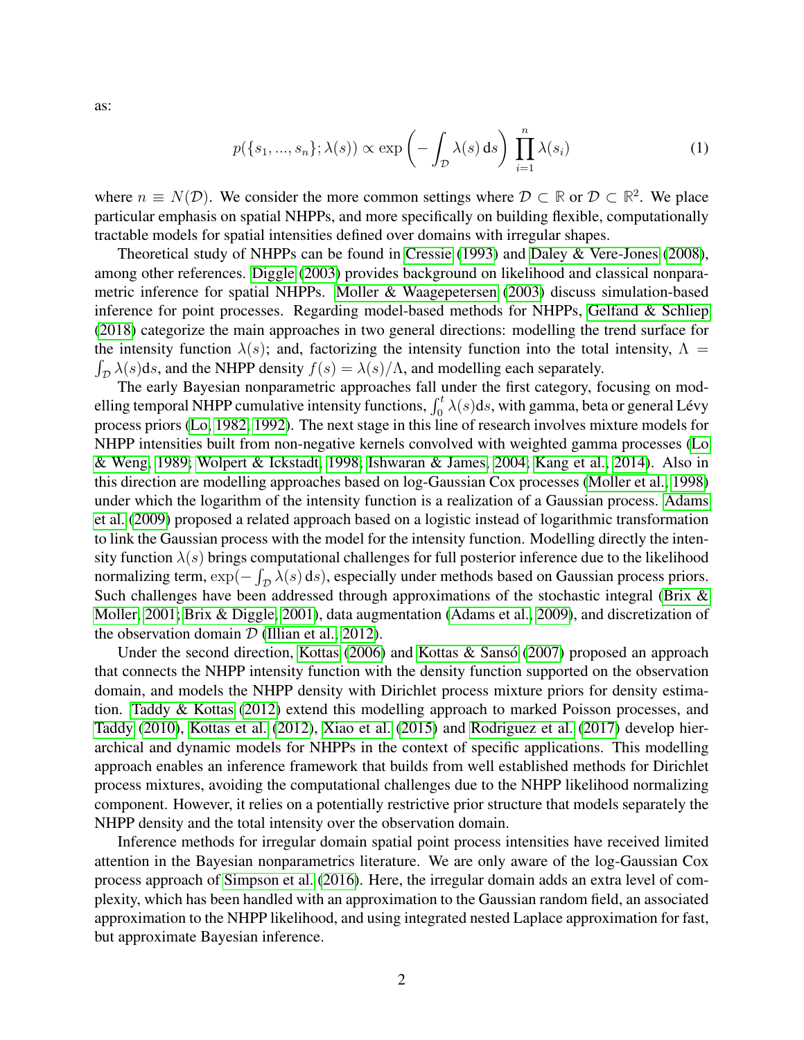as:

$$p(\{s_1, ..., s_n\}; \lambda(s)) \propto \exp\left(-\int_{\mathcal{D}} \lambda(s)\,\mathrm{d}s\right) \prod_{i=1}^{n} \lambda(s_i) \tag{1}$$

where $n \equiv N(\mathcal{D})$. We consider the more common settings where $\mathcal{D} \subset \mathbb{R}$ or $\mathcal{D} \subset \mathbb{R}^2$. We place particular emphasis on spatial NHPPs, and more specifically on building flexible, computationally tractable models for spatial intensities defined over domains with irregular shapes.

Theoretical study of NHPPs can be found in Cressie (1993) and Daley & Vere-Jones (2008), among other references. Diggle (2003) provides background on likelihood and classical nonparametric inference for spatial NHPPs. Moller & Waagepetersen (2003) discuss simulation-based inference for point processes. Regarding model-based methods for NHPPs, Gelfand & Schliep (2018) categorize the main approaches in two general directions: modelling the trend surface for the intensity function $\lambda(s)$; and, factorizing the intensity function into the total intensity, $\Lambda = \int_{\mathcal{D}} \lambda(s)\mathrm{d}s$, and the NHPP density $f(s) = \lambda(s)/\Lambda$, and modelling each separately.

The early Bayesian nonparametric approaches fall under the first category, focusing on modelling temporal NHPP cumulative intensity functions, $\int_0^t \lambda(s)\mathrm{d}s$, with gamma, beta or general Lévy process priors (Lo, 1982, 1992). The next stage in this line of research involves mixture models for NHPP intensities built from non-negative kernels convolved with weighted gamma processes (Lo & Weng, 1989; Wolpert & Ickstadt, 1998; Ishwaran & James, 2004; Kang et al., 2014). Also in this direction are modelling approaches based on log-Gaussian Cox processes (Moller et al., 1998) under which the logarithm of the intensity function is a realization of a Gaussian process. Adams et al. (2009) proposed a related approach based on a logistic instead of logarithmic transformation to link the Gaussian process with the model for the intensity function. Modelling directly the intensity function $\lambda(s)$ brings computational challenges for full posterior inference due to the likelihood normalizing term, $\exp(-\int_{\mathcal{D}} \lambda(s)\,\mathrm{d}s)$, especially under methods based on Gaussian process priors. Such challenges have been addressed through approximations of the stochastic integral (Brix & Moller, 2001; Brix & Diggle, 2001), data augmentation (Adams et al., 2009), and discretization of the observation domain $\mathcal{D}$ (Illian et al., 2012).

Under the second direction, Kottas (2006) and Kottas & Sansó (2007) proposed an approach that connects the NHPP intensity function with the density function supported on the observation domain, and models the NHPP density with Dirichlet process mixture priors for density estimation. Taddy & Kottas (2012) extend this modelling approach to marked Poisson processes, and Taddy (2010), Kottas et al. (2012), Xiao et al. (2015) and Rodriguez et al. (2017) develop hierarchical and dynamic models for NHPPs in the context of specific applications. This modelling approach enables an inference framework that builds from well established methods for Dirichlet process mixtures, avoiding the computational challenges due to the NHPP likelihood normalizing component. However, it relies on a potentially restrictive prior structure that models separately the NHPP density and the total intensity over the observation domain.

Inference methods for irregular domain spatial point process intensities have received limited attention in the Bayesian nonparametrics literature. We are only aware of the log-Gaussian Cox process approach of Simpson et al. (2016). Here, the irregular domain adds an extra level of complexity, which has been handled with an approximation to the Gaussian random field, an associated approximation to the NHPP likelihood, and using integrated nested Laplace approximation for fast, but approximate Bayesian inference.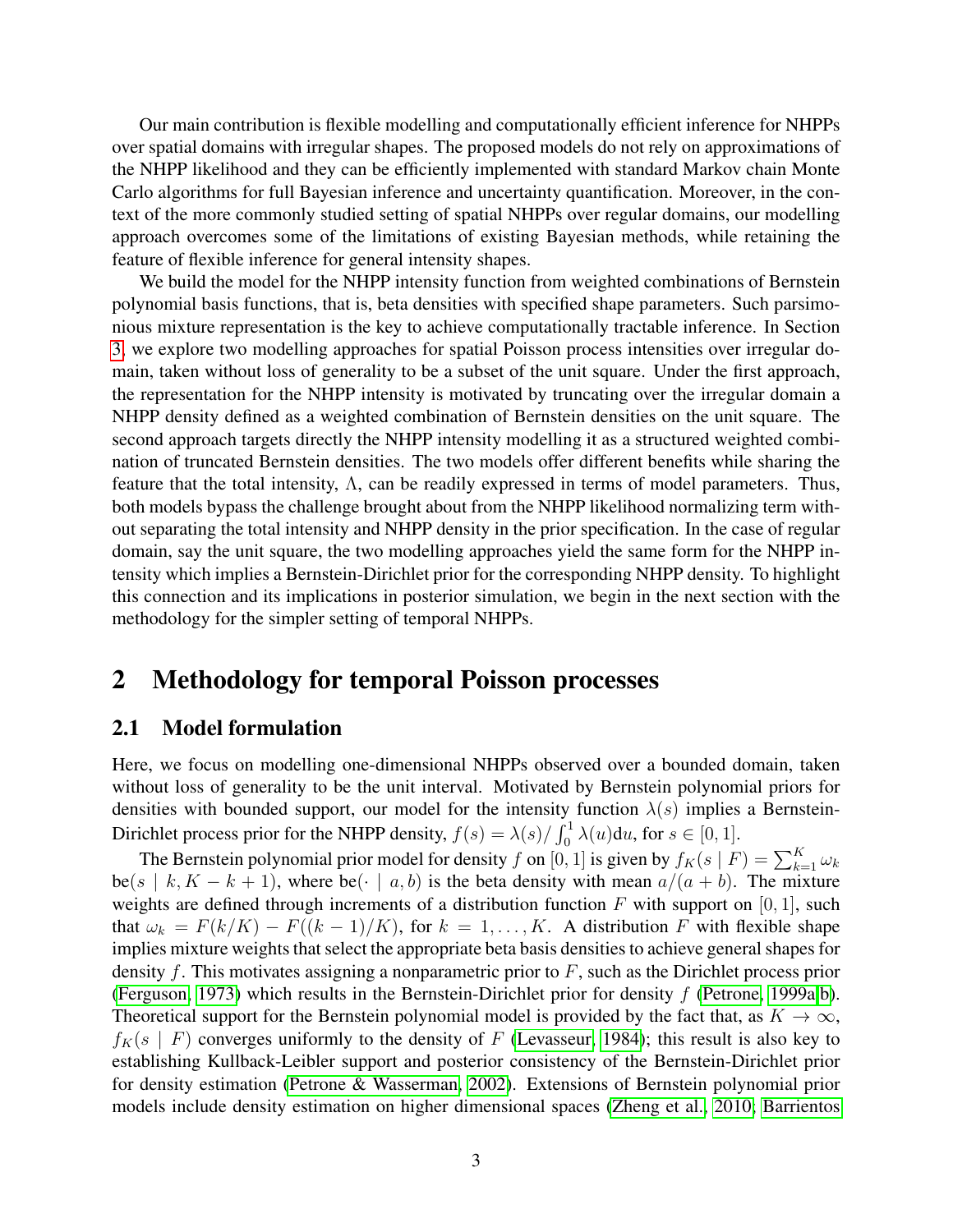Our main contribution is flexible modelling and computationally efficient inference for NHPPs over spatial domains with irregular shapes. The proposed models do not rely on approximations of the NHPP likelihood and they can be efficiently implemented with standard Markov chain Monte Carlo algorithms for full Bayesian inference and uncertainty quantification. Moreover, in the context of the more commonly studied setting of spatial NHPPs over regular domains, our modelling approach overcomes some of the limitations of existing Bayesian methods, while retaining the feature of flexible inference for general intensity shapes.

We build the model for the NHPP intensity function from weighted combinations of Bernstein polynomial basis functions, that is, beta densities with specified shape parameters. Such parsimonious mixture representation is the key to achieve computationally tractable inference. In Section 3, we explore two modelling approaches for spatial Poisson process intensities over irregular domain, taken without loss of generality to be a subset of the unit square. Under the first approach, the representation for the NHPP intensity is motivated by truncating over the irregular domain a NHPP density defined as a weighted combination of Bernstein densities on the unit square. The second approach targets directly the NHPP intensity modelling it as a structured weighted combination of truncated Bernstein densities. The two models offer different benefits while sharing the feature that the total intensity, $\Lambda$, can be readily expressed in terms of model parameters. Thus, both models bypass the challenge brought about from the NHPP likelihood normalizing term without separating the total intensity and NHPP density in the prior specification. In the case of regular domain, say the unit square, the two modelling approaches yield the same form for the NHPP intensity which implies a Bernstein-Dirichlet prior for the corresponding NHPP density. To highlight this connection and its implications in posterior simulation, we begin in the next section with the methodology for the simpler setting of temporal NHPPs.

# 2 Methodology for temporal Poisson processes

## 2.1 Model formulation

Here, we focus on modelling one-dimensional NHPPs observed over a bounded domain, taken without loss of generality to be the unit interval. Motivated by Bernstein polynomial priors for densities with bounded support, our model for the intensity function $\lambda(s)$ implies a Bernstein-Dirichlet process prior for the NHPP density, $f(s) = \lambda(s) / \int_0^1 \lambda(u)\mathrm{d}u$, for $s \in [0, 1]$.

The Bernstein polynomial prior model for density $f$ on $[0, 1]$ is given by $f_K(s \mid F) = \sum_{k=1}^{K} \omega_k \, \mathrm{be}(s \mid k, K - k + 1)$, where $\mathrm{be}(\cdot \mid a, b)$ is the beta density with mean $a/(a + b)$. The mixture weights are defined through increments of a distribution function $F$ with support on $[0, 1]$, such that $\omega_k = F(k/K) - F((k - 1)/K)$, for $k = 1, \ldots, K$. A distribution $F$ with flexible shape implies mixture weights that select the appropriate beta basis densities to achieve general shapes for density $f$. This motivates assigning a nonparametric prior to $F$, such as the Dirichlet process prior (Ferguson, 1973) which results in the Bernstein-Dirichlet prior for density $f$ (Petrone, 1999a,b). Theoretical support for the Bernstein polynomial model is provided by the fact that, as $K \to \infty$, $f_K(s \mid F)$ converges uniformly to the density of $F$ (Levasseur, 1984); this result is also key to establishing Kullback-Leibler support and posterior consistency of the Bernstein-Dirichlet prior for density estimation (Petrone & Wasserman, 2002). Extensions of Bernstein polynomial prior models include density estimation on higher dimensional spaces (Zheng et al., 2010; Barrientos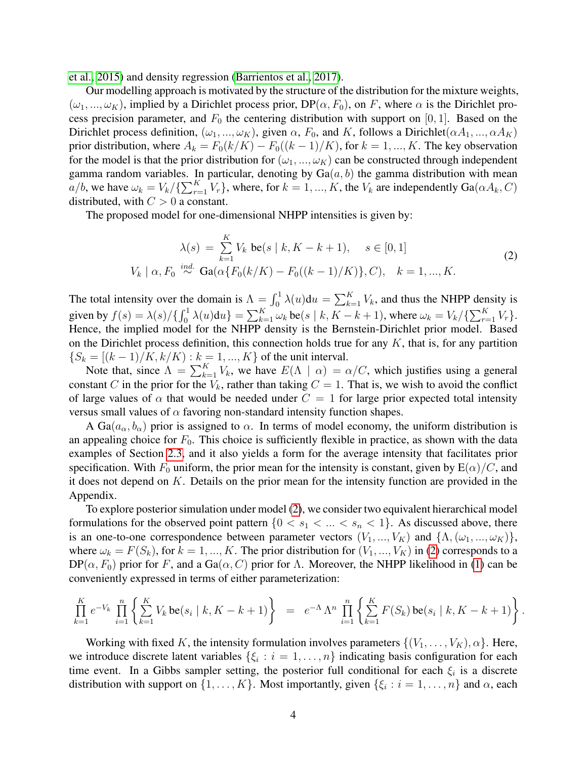et al., 2015) and density regression (Barrientos et al., 2017).

Our modelling approach is motivated by the structure of the distribution for the mixture weights, $(\omega_1, ..., \omega_K)$, implied by a Dirichlet process prior, $\text{DP}(\alpha, F_0)$, on $F$, where $\alpha$ is the Dirichlet process precision parameter, and $F_0$ the centering distribution with support on $[0, 1]$. Based on the Dirichlet process definition, $(\omega_1, ..., \omega_K)$, given $\alpha$, $F_0$, and $K$, follows a Dirichlet$(\alpha A_1, ..., \alpha A_K)$ prior distribution, where $A_k = F_0(k/K) - F_0((k-1)/K)$, for $k = 1, ..., K$. The key observation for the model is that the prior distribution for $(\omega_1, ..., \omega_K)$ can be constructed through independent gamma random variables. In particular, denoting by $\text{Ga}(a, b)$ the gamma distribution with mean $a/b$, we have $\omega_k = V_k / \{\sum_{r=1}^K V_r\}$, where, for $k = 1, ..., K$, the $V_k$ are independently $\text{Ga}(\alpha A_k, C)$ distributed, with $C > 0$ a constant.

The proposed model for one-dimensional NHPP intensities is given by:

$$
\begin{aligned}
\lambda(s) \;&=\; \sum_{k=1}^{K} V_k \;\text{be}(s \mid k, K-k+1), \quad s \in [0,1] \\
V_k \mid \alpha, F_0 \;&\overset{ind.}{\sim}\; \text{Ga}(\alpha\{F_0(k/K) - F_0((k-1)/K)\}, C), \quad k = 1, ..., K.
\end{aligned}
\tag{2}
$$

The total intensity over the domain is $\Lambda = \int_0^1 \lambda(u) \text{d}u = \sum_{k=1}^K V_k$, and thus the NHPP density is given by $f(s) = \lambda(s)/\{\int_0^1 \lambda(u)\text{d}u\} = \sum_{k=1}^K \omega_k \,\text{be}(s \mid k, K-k+1)$, where $\omega_k = V_k/\{\sum_{r=1}^K V_r\}$. Hence, the implied model for the NHPP density is the Bernstein-Dirichlet prior model. Based on the Dirichlet process definition, this connection holds true for any $K$, that is, for any partition $\{S_k = [(k-1)/K, k/K) : k = 1, ..., K\}$ of the unit interval.

Note that, since $\Lambda = \sum_{k=1}^K V_k$, we have $E(\Lambda \mid \alpha) = \alpha/C$, which justifies using a general constant $C$ in the prior for the $V_k$, rather than taking $C = 1$. That is, we wish to avoid the conflict of large values of $\alpha$ that would be needed under $C = 1$ for large prior expected total intensity versus small values of $\alpha$ favoring non-standard intensity function shapes.

A $\text{Ga}(a_\alpha, b_\alpha)$ prior is assigned to $\alpha$. In terms of model economy, the uniform distribution is an appealing choice for $F_0$. This choice is sufficiently flexible in practice, as shown with the data examples of Section 2.3, and it also yields a form for the average intensity that facilitates prior specification. With $F_0$ uniform, the prior mean for the intensity is constant, given by $\text{E}(\alpha)/C$, and it does not depend on $K$. Details on the prior mean for the intensity function are provided in the Appendix.

To explore posterior simulation under model (2), we consider two equivalent hierarchical model formulations for the observed point pattern $\{0 < s_1 < ... < s_n < 1\}$. As discussed above, there is an one-to-one correspondence between parameter vectors $(V_1, ..., V_K)$ and $\{\Lambda, (\omega_1, ..., \omega_K)\}$, where $\omega_k = F(S_k)$, for $k = 1, ..., K$. The prior distribution for $(V_1, ..., V_K)$ in (2) corresponds to a $\text{DP}(\alpha, F_0)$ prior for $F$, and a $\text{Ga}(\alpha, C)$ prior for $\Lambda$. Moreover, the NHPP likelihood in (1) can be conveniently expressed in terms of either parameterization:

$$
\prod_{k=1}^{K} e^{-V_k} \prod_{i=1}^{n} \left\{ \sum_{k=1}^{K} V_k \,\text{be}(s_i \mid k, K-k+1) \right\} \;\;=\;\; e^{-\Lambda} \Lambda^n \prod_{i=1}^{n} \left\{ \sum_{k=1}^{K} F(S_k) \,\text{be}(s_i \mid k, K-k+1) \right\}.
$$

Working with fixed $K$, the intensity formulation involves parameters $\{(V_1, \ldots, V_K), \alpha\}$. Here, we introduce discrete latent variables $\{\xi_i : i = 1, \ldots, n\}$ indicating basis configuration for each time event. In a Gibbs sampler setting, the posterior full conditional for each $\xi_i$ is a discrete distribution with support on $\{1, \ldots, K\}$. Most importantly, given $\{\xi_i : i = 1, \ldots, n\}$ and $\alpha$, each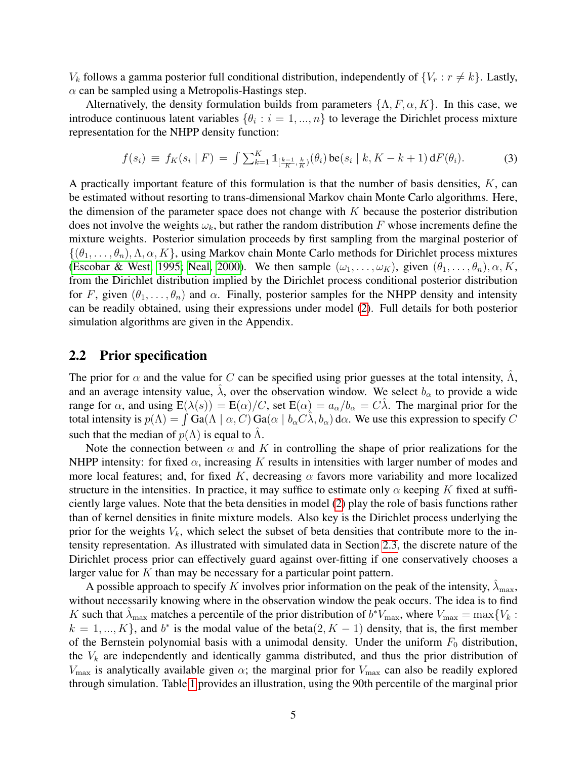$V_k$ follows a gamma posterior full conditional distribution, independently of $\{V_r : r \neq k\}$. Lastly, $\alpha$ can be sampled using a Metropolis-Hastings step.

Alternatively, the density formulation builds from parameters $\{\Lambda, F, \alpha, K\}$. In this case, we introduce continuous latent variables $\{\theta_i : i = 1, ..., n\}$ to leverage the Dirichlet process mixture representation for the NHPP density function:

$$f(s_i) \equiv f_K(s_i \mid F) = \int \sum_{k=1}^{K} \mathbb{1}_{[\frac{k-1}{K}, \frac{k}{K})}(\theta_i) \, \mathrm{be}(s_i \mid k, K-k+1) \, \mathrm{d}F(\theta_i). \tag{3}$$

A practically important feature of this formulation is that the number of basis densities, $K$, can be estimated without resorting to trans-dimensional Markov chain Monte Carlo algorithms. Here, the dimension of the parameter space does not change with $K$ because the posterior distribution does not involve the weights $\omega_k$, but rather the random distribution $F$ whose increments define the mixture weights. Posterior simulation proceeds by first sampling from the marginal posterior of $\{(\theta_1, \ldots, \theta_n), \Lambda, \alpha, K\}$, using Markov chain Monte Carlo methods for Dirichlet process mixtures (Escobar & West, 1995; Neal, 2000). We then sample $(\omega_1, \ldots, \omega_K)$, given $(\theta_1, \ldots, \theta_n), \alpha, K$, from the Dirichlet distribution implied by the Dirichlet process conditional posterior distribution for $F$, given $(\theta_1, \ldots, \theta_n)$ and $\alpha$. Finally, posterior samples for the NHPP density and intensity can be readily obtained, using their expressions under model (2). Full details for both posterior simulation algorithms are given in the Appendix.

## 2.2 Prior specification

The prior for $\alpha$ and the value for $C$ can be specified using prior guesses at the total intensity, $\hat{\Lambda}$, and an average intensity value, $\hat{\lambda}$, over the observation window. We select $b_\alpha$ to provide a wide range for $\alpha$, and using $\mathrm{E}(\lambda(s)) = \mathrm{E}(\alpha)/C$, set $\mathrm{E}(\alpha) = a_\alpha/b_\alpha = C\hat{\lambda}$. The marginal prior for the total intensity is $p(\Lambda) = \int \mathrm{Ga}(\Lambda \mid \alpha, C) \, \mathrm{Ga}(\alpha \mid b_\alpha C\hat{\lambda}, b_\alpha) \, \mathrm{d}\alpha$. We use this expression to specify $C$ such that the median of $p(\Lambda)$ is equal to $\hat{\Lambda}$.

Note the connection between $\alpha$ and $K$ in controlling the shape of prior realizations for the NHPP intensity: for fixed $\alpha$, increasing $K$ results in intensities with larger number of modes and more local features; and, for fixed $K$, decreasing $\alpha$ favors more variability and more localized structure in the intensities. In practice, it may suffice to estimate only $\alpha$ keeping $K$ fixed at sufficiently large values. Note that the beta densities in model (2) play the role of basis functions rather than of kernel densities in finite mixture models. Also key is the Dirichlet process underlying the prior for the weights $V_k$, which select the subset of beta densities that contribute more to the intensity representation. As illustrated with simulated data in Section 2.3, the discrete nature of the Dirichlet process prior can effectively guard against over-fitting if one conservatively chooses a larger value for $K$ than may be necessary for a particular point pattern.

A possible approach to specify $K$ involves prior information on the peak of the intensity, $\hat{\lambda}_{\max}$, without necessarily knowing where in the observation window the peak occurs. The idea is to find $K$ such that $\hat{\lambda}_{\max}$ matches a percentile of the prior distribution of $b^* V_{\max}$, where $V_{\max} = \max\{V_k : k = 1, ..., K\}$, and $b^*$ is the modal value of the beta$(2, K-1)$ density, that is, the first member of the Bernstein polynomial basis with a unimodal density. Under the uniform $F_0$ distribution, the $V_k$ are independently and identically gamma distributed, and thus the prior distribution of $V_{\max}$ is analytically available given $\alpha$; the marginal prior for $V_{\max}$ can also be readily explored through simulation. Table 1 provides an illustration, using the 90th percentile of the marginal prior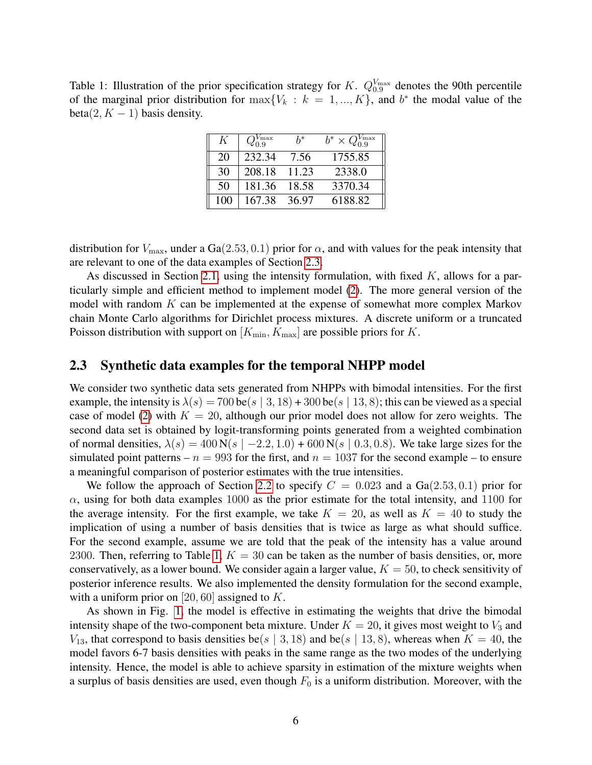Table 1: Illustration of the prior specification strategy for $K$. $Q_{0.9}^{V_{\max}}$ denotes the 90th percentile of the marginal prior distribution for $\max\{V_k : k = 1, ..., K\}$, and $b^*$ the modal value of the beta$(2, K-1)$ basis density.

| $K$ | $Q_{0.9}^{V_{\max}}$ | $b^*$ | $b^* \times Q_{0.9}^{V_{\max}}$ |
|---|---|---|---|
| 20 | 232.34 | 7.56 | 1755.85 |
| 30 | 208.18 | 11.23 | 2338.0 |
| 50 | 181.36 | 18.58 | 3370.34 |
| 100 | 167.38 | 36.97 | 6188.82 |

distribution for $V_{\max}$, under a $\text{Ga}(2.53, 0.1)$ prior for $\alpha$, and with values for the peak intensity that are relevant to one of the data examples of Section 2.3.

As discussed in Section 2.1, using the intensity formulation, with fixed $K$, allows for a particularly simple and efficient method to implement model (2). The more general version of the model with random $K$ can be implemented at the expense of somewhat more complex Markov chain Monte Carlo algorithms for Dirichlet process mixtures. A discrete uniform or a truncated Poisson distribution with support on $[K_{\min}, K_{\max}]$ are possible priors for $K$.

## 2.3 Synthetic data examples for the temporal NHPP model

We consider two synthetic data sets generated from NHPPs with bimodal intensities. For the first example, the intensity is $\lambda(s) = 700\,\text{be}(s \mid 3, 18) + 300\,\text{be}(s \mid 13, 8)$; this can be viewed as a special case of model (2) with $K = 20$, although our prior model does not allow for zero weights. The second data set is obtained by logit-transforming points generated from a weighted combination of normal densities, $\lambda(s) = 400\,\text{N}(s \mid -2.2, 1.0) + 600\,\text{N}(s \mid 0.3, 0.8)$. We take large sizes for the simulated point patterns – $n = 993$ for the first, and $n = 1037$ for the second example – to ensure a meaningful comparison of posterior estimates with the true intensities.

We follow the approach of Section 2.2 to specify $C = 0.023$ and a $\text{Ga}(2.53, 0.1)$ prior for $\alpha$, using for both data examples 1000 as the prior estimate for the total intensity, and 1100 for the average intensity. For the first example, we take $K = 20$, as well as $K = 40$ to study the implication of using a number of basis densities that is twice as large as what should suffice. For the second example, assume we are told that the peak of the intensity has a value around 2300. Then, referring to Table 1, $K = 30$ can be taken as the number of basis densities, or, more conservatively, as a lower bound. We consider again a larger value, $K = 50$, to check sensitivity of posterior inference results. We also implemented the density formulation for the second example, with a uniform prior on $[20, 60]$ assigned to $K$.

As shown in Fig. 1, the model is effective in estimating the weights that drive the bimodal intensity shape of the two-component beta mixture. Under $K = 20$, it gives most weight to $V_3$ and $V_{13}$, that correspond to basis densities $\text{be}(s \mid 3, 18)$ and $\text{be}(s \mid 13, 8)$, whereas when $K = 40$, the model favors 6-7 basis densities with peaks in the same range as the two modes of the underlying intensity. Hence, the model is able to achieve sparsity in estimation of the mixture weights when a surplus of basis densities are used, even though $F_0$ is a uniform distribution. Moreover, with the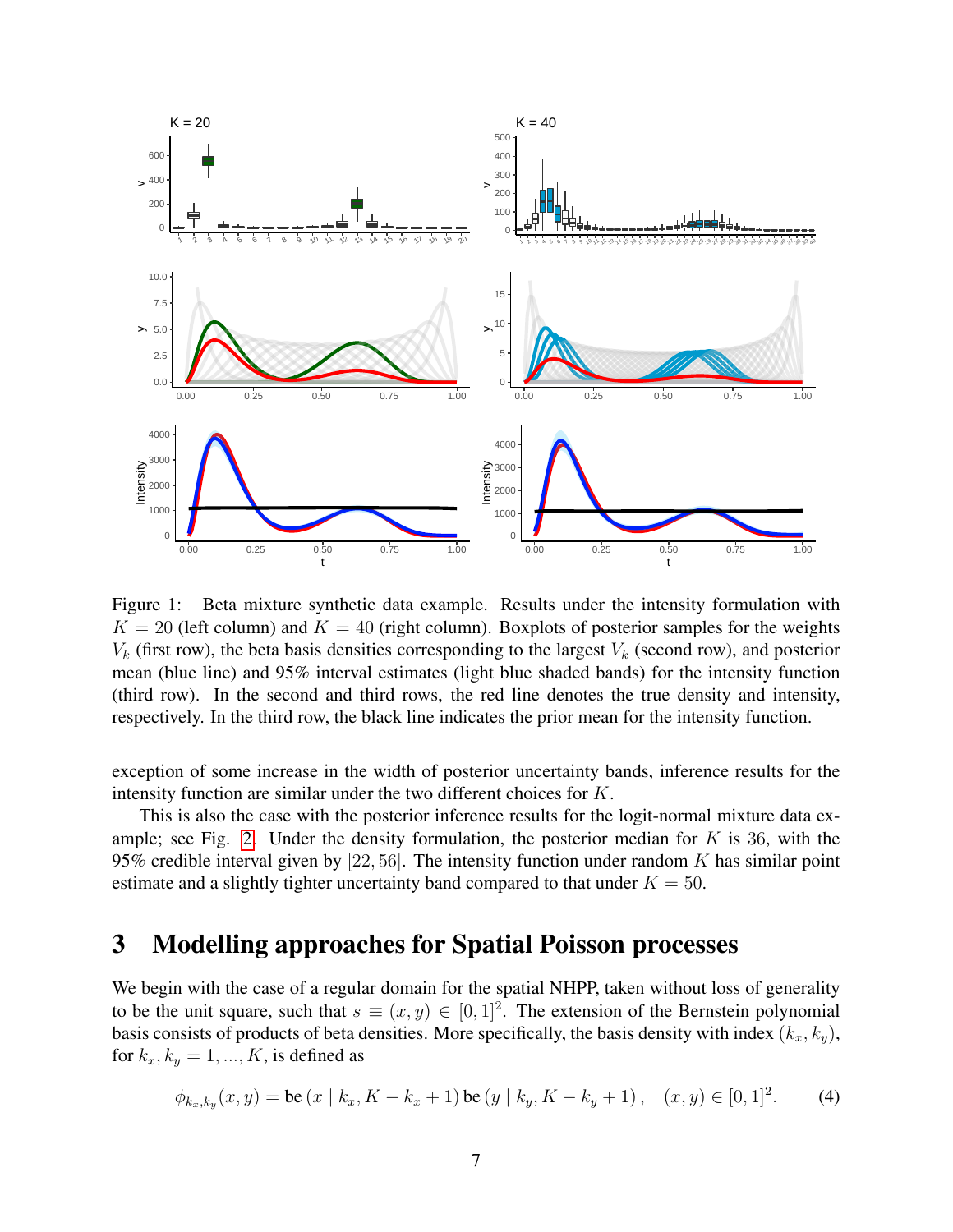K = 20

K = 40

Figure 1: Beta mixture synthetic data example. Results under the intensity formulation with $K = 20$ (left column) and $K = 40$ (right column). Boxplots of posterior samples for the weights $V_k$ (first row), the beta basis densities corresponding to the largest $V_k$ (second row), and posterior mean (blue line) and 95% interval estimates (light blue shaded bands) for the intensity function (third row). In the second and third rows, the red line denotes the true density and intensity, respectively. In the third row, the black line indicates the prior mean for the intensity function.

exception of some increase in the width of posterior uncertainty bands, inference results for the intensity function are similar under the two different choices for $K$.

This is also the case with the posterior inference results for the logit-normal mixture data example; see Fig. 2. Under the density formulation, the posterior median for $K$ is 36, with the 95% credible interval given by $[22, 56]$. The intensity function under random $K$ has similar point estimate and a slightly tighter uncertainty band compared to that under $K = 50$.

## 3 Modelling approaches for Spatial Poisson processes

We begin with the case of a regular domain for the spatial NHPP, taken without loss of generality to be the unit square, such that $s \equiv (x, y) \in [0, 1]^2$. The extension of the Bernstein polynomial basis consists of products of beta densities. More specifically, the basis density with index $(k_x, k_y)$, for $k_x, k_y = 1, ..., K$, is defined as

$$\phi_{k_x,k_y}(x, y) = \text{be}\left(x \mid k_x, K - k_x + 1\right) \text{be}\left(y \mid k_y, K - k_y + 1\right), \quad (x, y) \in [0, 1]^2. \tag{4}$$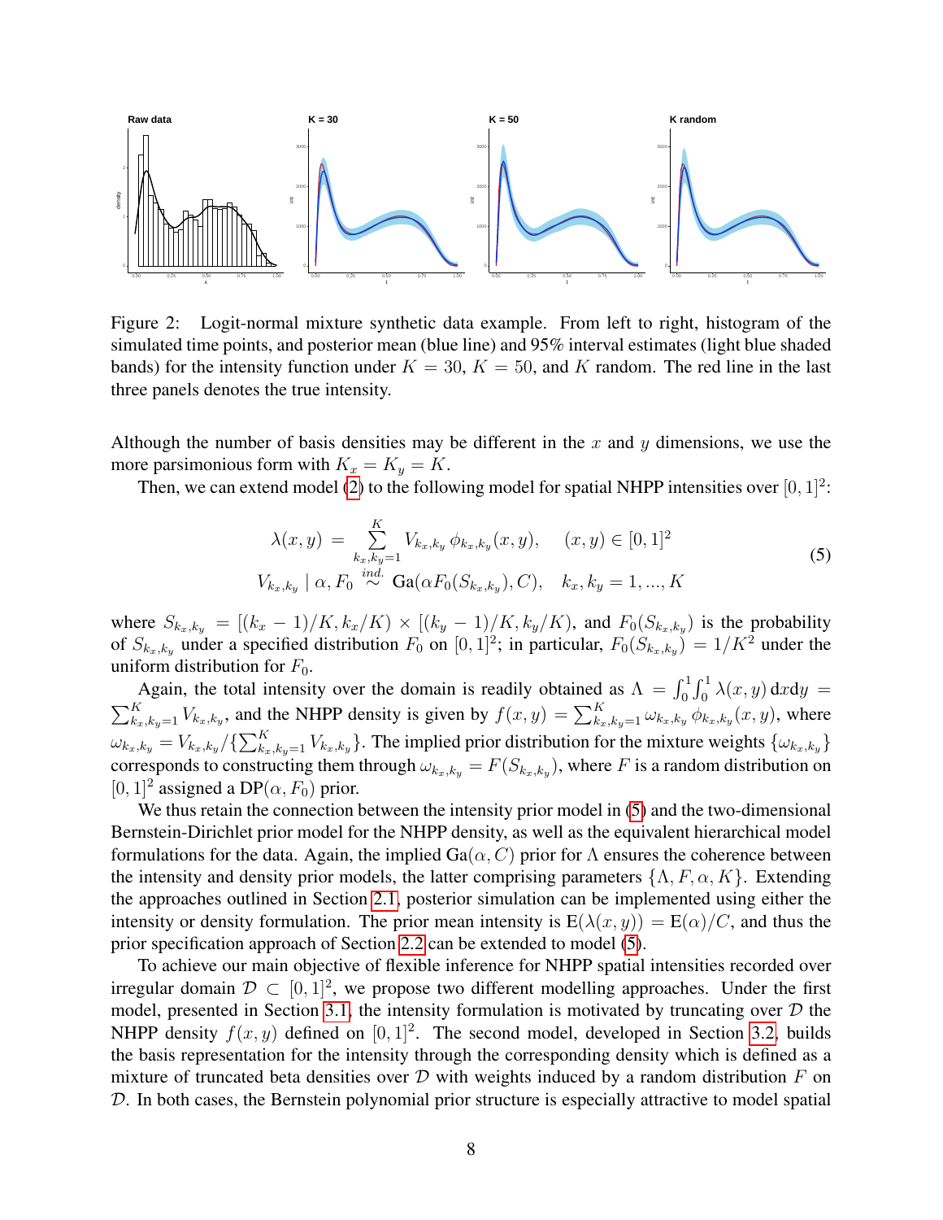Raw data

K = 30

K = 50

K random

Figure 2: Logit-normal mixture synthetic data example. From left to right, histogram of the simulated time points, and posterior mean (blue line) and 95% interval estimates (light blue shaded bands) for the intensity function under $K = 30$, $K = 50$, and $K$ random. The red line in the last three panels denotes the true intensity.

Although the number of basis densities may be different in the $x$ and $y$ dimensions, we use the more parsimonious form with $K_x = K_y = K$.

Then, we can extend model (2) to the following model for spatial NHPP intensities over $[0, 1]^2$:

$$
\begin{aligned}
\lambda(x, y) &= \sum_{k_x, k_y = 1}^{K} V_{k_x,k_y}\, \phi_{k_x,k_y}(x, y), \qquad (x, y) \in [0, 1]^2 \\
V_{k_x,k_y} \mid \alpha, F_0 &\overset{ind.}{\sim} \text{Ga}(\alpha F_0(S_{k_x,k_y}), C), \quad k_x, k_y = 1, ..., K
\end{aligned}
\tag{5}
$$

where $S_{k_x,k_y} = [(k_x - 1)/K, k_x/K) \times [(k_y - 1)/K, k_y/K)$, and $F_0(S_{k_x,k_y})$ is the probability of $S_{k_x,k_y}$ under a specified distribution $F_0$ on $[0, 1]^2$; in particular, $F_0(S_{k_x,k_y}) = 1/K^2$ under the uniform distribution for $F_0$.

Again, the total intensity over the domain is readily obtained as $\Lambda = \int_0^1 \int_0^1 \lambda(x, y)\, \mathrm{d}x\mathrm{d}y = \sum_{k_x,k_y=1}^{K} V_{k_x,k_y}$, and the NHPP density is given by $f(x, y) = \sum_{k_x,k_y=1}^{K} \omega_{k_x,k_y}\, \phi_{k_x,k_y}(x, y)$, where $\omega_{k_x,k_y} = V_{k_x,k_y}/\{\sum_{k_x,k_y=1}^{K} V_{k_x,k_y}\}$. The implied prior distribution for the mixture weights $\{\omega_{k_x,k_y}\}$ corresponds to constructing them through $\omega_{k_x,k_y} = F(S_{k_x,k_y})$, where $F$ is a random distribution on $[0, 1]^2$ assigned a DP$(\alpha, F_0)$ prior.

We thus retain the connection between the intensity prior model in (5) and the two-dimensional Bernstein-Dirichlet prior model for the NHPP density, as well as the equivalent hierarchical model formulations for the data. Again, the implied Ga$(\alpha, C)$ prior for $\Lambda$ ensures the coherence between the intensity and density prior models, the latter comprising parameters $\{\Lambda, F, \alpha, K\}$. Extending the approaches outlined in Section 2.1, posterior simulation can be implemented using either the intensity or density formulation. The prior mean intensity is $\text{E}(\lambda(x, y)) = \text{E}(\alpha)/C$, and thus the prior specification approach of Section 2.2 can be extended to model (5).

To achieve our main objective of flexible inference for NHPP spatial intensities recorded over irregular domain $\mathcal{D} \subset [0, 1]^2$, we propose two different modelling approaches. Under the first model, presented in Section 3.1, the intensity formulation is motivated by truncating over $\mathcal{D}$ the NHPP density $f(x, y)$ defined on $[0, 1]^2$. The second model, developed in Section 3.2, builds the basis representation for the intensity through the corresponding density which is defined as a mixture of truncated beta densities over $\mathcal{D}$ with weights induced by a random distribution $F$ on $\mathcal{D}$. In both cases, the Bernstein polynomial prior structure is especially attractive to model spatial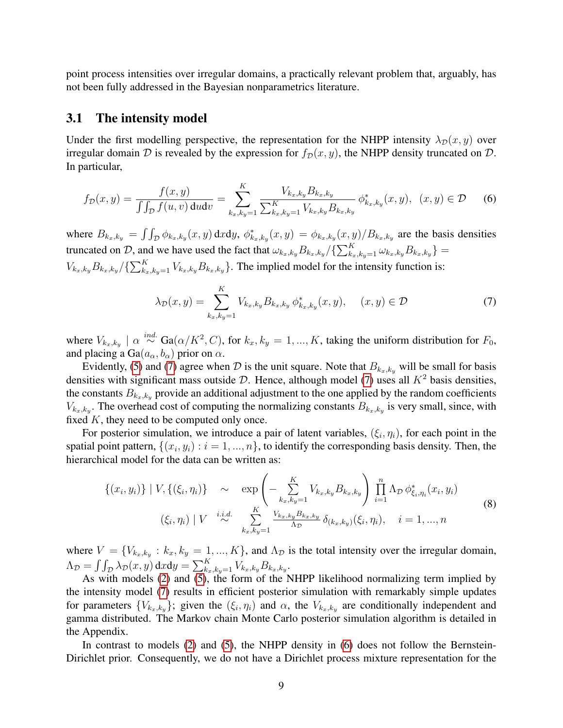point process intensities over irregular domains, a practically relevant problem that, arguably, has not been fully addressed in the Bayesian nonparametrics literature.

## 3.1 The intensity model

Under the first modelling perspective, the representation for the NHPP intensity $\lambda_{\mathcal{D}}(x, y)$ over irregular domain $\mathcal{D}$ is revealed by the expression for $f_{\mathcal{D}}(x, y)$, the NHPP density truncated on $\mathcal{D}$. In particular,

$$f_{\mathcal{D}}(x,y) = \frac{f(x,y)}{\iint_{\mathcal{D}} f(u,v)\,\mathrm{d}u\mathrm{d}v} = \sum_{k_x,k_y=1}^{K} \frac{V_{k_x,k_y} B_{k_x,k_y}}{\sum_{k_x,k_y=1}^{K} V_{k_x,k_y} B_{k_x,k_y}} \,\phi^{*}_{k_x,k_y}(x,y), \quad (x,y) \in \mathcal{D} \tag{6}$$

where $B_{k_x,k_y} = \iint_{\mathcal{D}} \phi_{k_x,k_y}(x,y)\,\mathrm{d}x\mathrm{d}y$, $\phi^{*}_{k_x,k_y}(x,y) = \phi_{k_x,k_y}(x,y)/B_{k_x,k_y}$ are the basis densities truncated on $\mathcal{D}$, and we have used the fact that $\omega_{k_x,k_y} B_{k_x,k_y}/\{\sum_{k_x,k_y=1}^{K} \omega_{k_x,k_y} B_{k_x,k_y}\} = V_{k_x,k_y} B_{k_x,k_y}/\{\sum_{k_x,k_y=1}^{K} V_{k_x,k_y} B_{k_x,k_y}\}$. The implied model for the intensity function is:

$$\lambda_{\mathcal{D}}(x,y) = \sum_{k_x,k_y=1}^{K} V_{k_x,k_y} B_{k_x,k_y}\,\phi^{*}_{k_x,k_y}(x,y), \qquad (x,y) \in \mathcal{D} \tag{7}$$

where $V_{k_x,k_y} \mid \alpha \overset{ind.}{\sim} \mathrm{Ga}(\alpha/K^2, C)$, for $k_x, k_y = 1, ..., K$, taking the uniform distribution for $F_0$, and placing a $\mathrm{Ga}(a_\alpha, b_\alpha)$ prior on $\alpha$.

Evidently, (5) and (7) agree when $\mathcal{D}$ is the unit square. Note that $B_{k_x,k_y}$ will be small for basis densities with significant mass outside $\mathcal{D}$. Hence, although model (7) uses all $K^2$ basis densities, the constants $B_{k_x,k_y}$ provide an additional adjustment to the one applied by the random coefficients $V_{k_x,k_y}$. The overhead cost of computing the normalizing constants $B_{k_x,k_y}$ is very small, since, with fixed $K$, they need to be computed only once.

For posterior simulation, we introduce a pair of latent variables, $(\xi_i, \eta_i)$, for each point in the spatial point pattern, $\{(x_i, y_i) : i = 1, ..., n\}$, to identify the corresponding basis density. Then, the hierarchical model for the data can be written as:

$$\begin{aligned}
\{(x_i,y_i)\} \mid V, \{(\xi_i,\eta_i)\} \quad &\sim \quad \exp\left(-\sum_{k_x,k_y=1}^{K} V_{k_x,k_y} B_{k_x,k_y}\right) \prod_{i=1}^{n} \Lambda_{\mathcal{D}}\,\phi^{*}_{\xi_i,\eta_i}(x_i,y_i) \\
(\xi_i,\eta_i) \mid V \quad &\overset{i.i.d.}{\sim} \quad \sum_{k_x,k_y=1}^{K} \tfrac{V_{k_x,k_y} B_{k_x,k_y}}{\Lambda_{\mathcal{D}}}\,\delta_{(k_x,k_y)}(\xi_i,\eta_i), \quad i = 1, ..., n
\end{aligned} \tag{8}$$

where $V = \{V_{k_x,k_y} : k_x, k_y = 1, ..., K\}$, and $\Lambda_{\mathcal{D}}$ is the total intensity over the irregular domain, $\Lambda_{\mathcal{D}} = \iint_{\mathcal{D}} \lambda_{\mathcal{D}}(x,y)\,\mathrm{d}x\mathrm{d}y = \sum_{k_x,k_y=1}^{K} V_{k_x,k_y} B_{k_x,k_y}$.

As with models (2) and (5), the form of the NHPP likelihood normalizing term implied by the intensity model (7) results in efficient posterior simulation with remarkably simple updates for parameters $\{V_{k_x,k_y}\}$; given the $(\xi_i, \eta_i)$ and $\alpha$, the $V_{k_x,k_y}$ are conditionally independent and gamma distributed. The Markov chain Monte Carlo posterior simulation algorithm is detailed in the Appendix.

In contrast to models (2) and (5), the NHPP density in (6) does not follow the Bernstein-Dirichlet prior. Consequently, we do not have a Dirichlet process mixture representation for the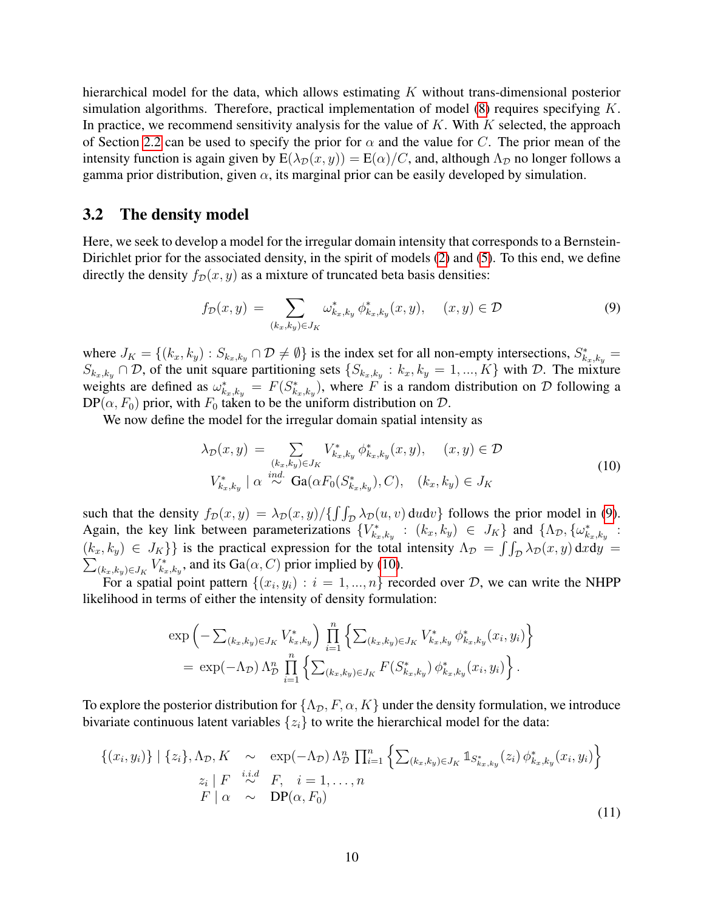hierarchical model for the data, which allows estimating $K$ without trans-dimensional posterior simulation algorithms. Therefore, practical implementation of model (8) requires specifying $K$. In practice, we recommend sensitivity analysis for the value of $K$. With $K$ selected, the approach of Section 2.2 can be used to specify the prior for $\alpha$ and the value for $C$. The prior mean of the intensity function is again given by $\mathrm{E}(\lambda_{\mathcal{D}}(x,y)) = \mathrm{E}(\alpha)/C$, and, although $\Lambda_{\mathcal{D}}$ no longer follows a gamma prior distribution, given $\alpha$, its marginal prior can be easily developed by simulation.

## 3.2 The density model

Here, we seek to develop a model for the irregular domain intensity that corresponds to a Bernstein-Dirichlet prior for the associated density, in the spirit of models (2) and (5). To this end, we define directly the density $f_{\mathcal{D}}(x,y)$ as a mixture of truncated beta basis densities:

$$f_{\mathcal{D}}(x,y) \;=\; \sum_{(k_x,k_y)\in J_K} \omega^*_{k_x,k_y}\, \phi^*_{k_x,k_y}(x,y), \quad (x,y)\in\mathcal{D} \tag{9}$$

where $J_K = \{(k_x,k_y) : S_{k_x,k_y} \cap \mathcal{D} \neq \emptyset\}$ is the index set for all non-empty intersections, $S^*_{k_x,k_y} = S_{k_x,k_y} \cap \mathcal{D}$, of the unit square partitioning sets $\{S_{k_x,k_y} : k_x, k_y = 1,\ldots,K\}$ with $\mathcal{D}$. The mixture weights are defined as $\omega^*_{k_x,k_y} = F(S^*_{k_x,k_y})$, where $F$ is a random distribution on $\mathcal{D}$ following a $\mathrm{DP}(\alpha, F_0)$ prior, with $F_0$ taken to be the uniform distribution on $\mathcal{D}$.

We now define the model for the irregular domain spatial intensity as

$$\begin{aligned} \lambda_{\mathcal{D}}(x,y) \;&=\; \sum_{(k_x,k_y)\in J_K} V^*_{k_x,k_y}\, \phi^*_{k_x,k_y}(x,y), \quad (x,y)\in\mathcal{D} \\ V^*_{k_x,k_y} \mid \alpha \;&\stackrel{ind.}{\sim}\; \mathrm{Ga}(\alpha F_0(S^*_{k_x,k_y}), C), \quad (k_x,k_y)\in J_K \end{aligned} \tag{10}$$

such that the density $f_{\mathcal{D}}(x,y) = \lambda_{\mathcal{D}}(x,y)/\{\int\int_{\mathcal{D}} \lambda_{\mathcal{D}}(u,v)\,\mathrm{d}u\mathrm{d}v\}$ follows the prior model in (9). Again, the key link between parameterizations $\{V^*_{k_x,k_y} : (k_x,k_y) \in J_K\}$ and $\{\Lambda_{\mathcal{D}}, \{\omega^*_{k_x,k_y} : (k_x,k_y) \in J_K\}\}$ is the practical expression for the total intensity $\Lambda_{\mathcal{D}} = \int\int_{\mathcal{D}} \lambda_{\mathcal{D}}(x,y)\,\mathrm{d}x\mathrm{d}y = \sum_{(k_x,k_y)\in J_K} V^*_{k_x,k_y}$, and its $\mathrm{Ga}(\alpha, C)$ prior implied by (10).

For a spatial point pattern $\{(x_i,y_i) : i = 1,\ldots,n\}$ recorded over $\mathcal{D}$, we can write the NHPP likelihood in terms of either the intensity of density formulation:

$$\begin{aligned} &\exp\left(-\textstyle\sum_{(k_x,k_y)\in J_K} V^*_{k_x,k_y}\right) \prod_{i=1}^{n} \left\{\textstyle\sum_{(k_x,k_y)\in J_K} V^*_{k_x,k_y}\, \phi^*_{k_x,k_y}(x_i,y_i)\right\} \\ &= \exp(-\Lambda_{\mathcal{D}})\, \Lambda_{\mathcal{D}}^n \prod_{i=1}^{n} \left\{\textstyle\sum_{(k_x,k_y)\in J_K} F(S^*_{k_x,k_y})\, \phi^*_{k_x,k_y}(x_i,y_i)\right\}. \end{aligned}$$

To explore the posterior distribution for $\{\Lambda_{\mathcal{D}}, F, \alpha, K\}$ under the density formulation, we introduce bivariate continuous latent variables $\{z_i\}$ to write the hierarchical model for the data:

$$\begin{aligned} \{(x_i,y_i)\} \mid \{z_i\}, \Lambda_{\mathcal{D}}, K \;&\sim\; \exp(-\Lambda_{\mathcal{D}})\, \Lambda_{\mathcal{D}}^n \textstyle\prod_{i=1}^{n} \left\{\sum_{(k_x,k_y)\in J_K} \mathbb{1}_{S^*_{k_x,k_y}}(z_i)\, \phi^*_{k_x,k_y}(x_i,y_i)\right\} \\ z_i \mid F \;&\stackrel{i.i.d}{\sim}\; F, \quad i = 1,\ldots,n \\ F \mid \alpha \;&\sim\; \mathrm{DP}(\alpha, F_0) \end{aligned} \tag{11}$$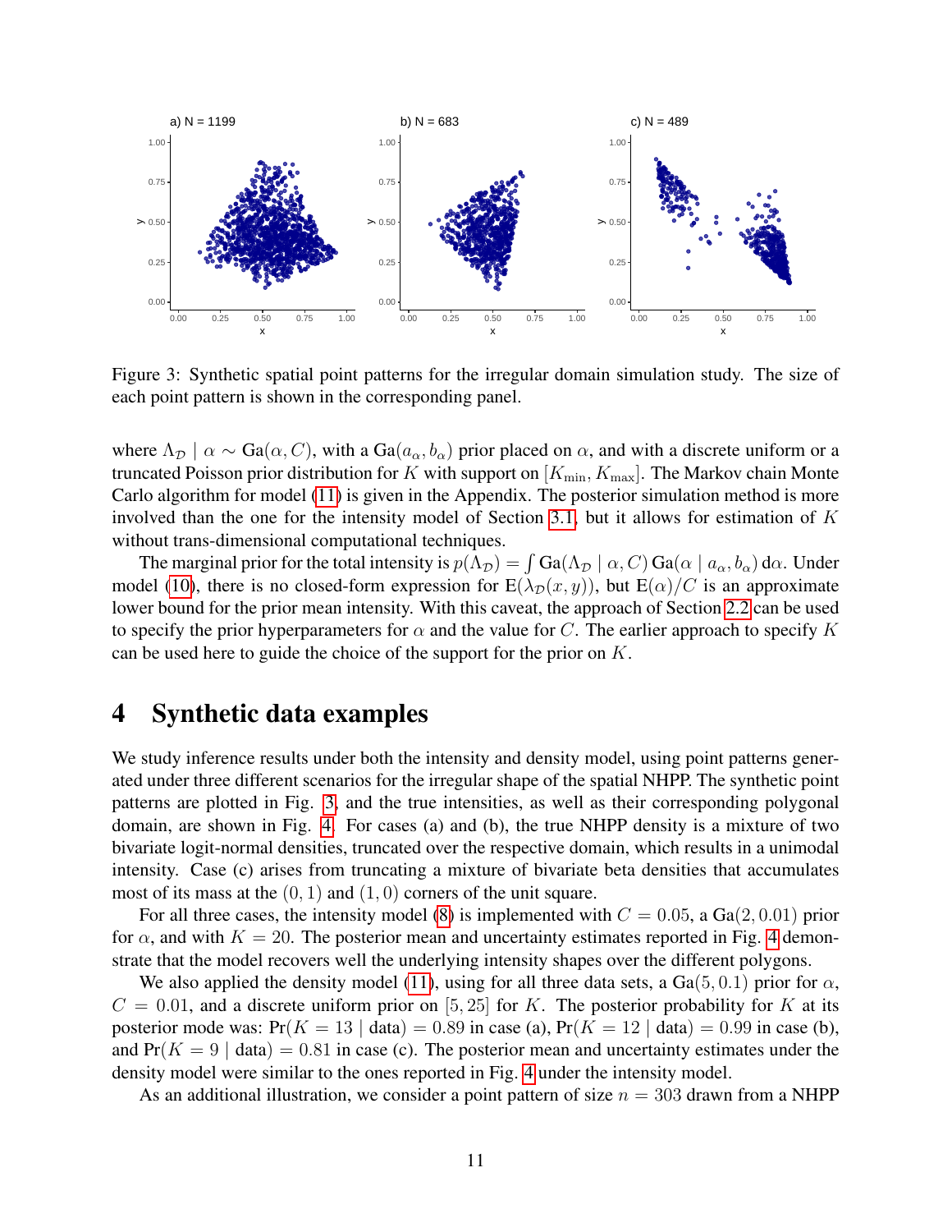Figure 3: Synthetic spatial point patterns for the irregular domain simulation study. The size of each point pattern is shown in the corresponding panel.

where $\Lambda_{\mathcal{D}} \mid \alpha \sim \text{Ga}(\alpha, C)$, with a $\text{Ga}(a_\alpha, b_\alpha)$ prior placed on $\alpha$, and with a discrete uniform or a truncated Poisson prior distribution for $K$ with support on $[K_{\min}, K_{\max}]$. The Markov chain Monte Carlo algorithm for model (11) is given in the Appendix. The posterior simulation method is more involved than the one for the intensity model of Section 3.1, but it allows for estimation of $K$ without trans-dimensional computational techniques.

The marginal prior for the total intensity is $p(\Lambda_{\mathcal{D}}) = \int \text{Ga}(\Lambda_{\mathcal{D}} \mid \alpha, C)\, \text{Ga}(\alpha \mid a_\alpha, b_\alpha)\, \text{d}\alpha$. Under model (10), there is no closed-form expression for $\text{E}(\lambda_{\mathcal{D}}(x, y))$, but $\text{E}(\alpha)/C$ is an approximate lower bound for the prior mean intensity. With this caveat, the approach of Section 2.2 can be used to specify the prior hyperparameters for $\alpha$ and the value for $C$. The earlier approach to specify $K$ can be used here to guide the choice of the support for the prior on $K$.

# 4 Synthetic data examples

We study inference results under both the intensity and density model, using point patterns generated under three different scenarios for the irregular shape of the spatial NHPP. The synthetic point patterns are plotted in Fig. 3, and the true intensities, as well as their corresponding polygonal domain, are shown in Fig. 4. For cases (a) and (b), the true NHPP density is a mixture of two bivariate logit-normal densities, truncated over the respective domain, which results in a unimodal intensity. Case (c) arises from truncating a mixture of bivariate beta densities that accumulates most of its mass at the $(0, 1)$ and $(1, 0)$ corners of the unit square.

For all three cases, the intensity model (8) is implemented with $C = 0.05$, a $\text{Ga}(2, 0.01)$ prior for $\alpha$, and with $K = 20$. The posterior mean and uncertainty estimates reported in Fig. 4 demonstrate that the model recovers well the underlying intensity shapes over the different polygons.

We also applied the density model (11), using for all three data sets, a $\text{Ga}(5, 0.1)$ prior for $\alpha$, $C = 0.01$, and a discrete uniform prior on $[5, 25]$ for $K$. The posterior probability for $K$ at its posterior mode was: $\Pr(K = 13 \mid \text{data}) = 0.89$ in case (a), $\Pr(K = 12 \mid \text{data}) = 0.99$ in case (b), and $\Pr(K = 9 \mid \text{data}) = 0.81$ in case (c). The posterior mean and uncertainty estimates under the density model were similar to the ones reported in Fig. 4 under the intensity model.

As an additional illustration, we consider a point pattern of size $n = 303$ drawn from a NHPP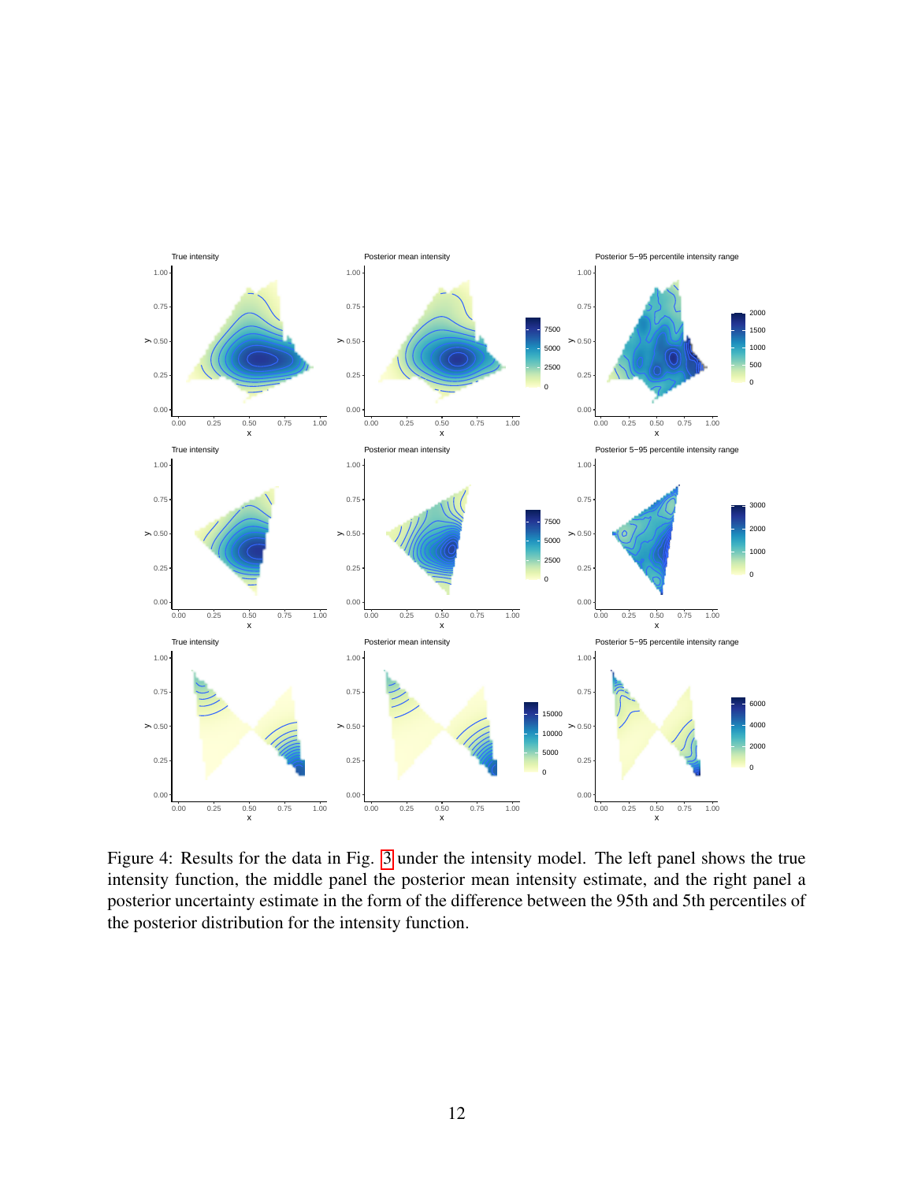True intensity

Posterior mean intensity

Posterior 5−95 percentile intensity range

True intensity

Posterior mean intensity

Posterior 5−95 percentile intensity range

True intensity

Posterior mean intensity

Posterior 5−95 percentile intensity range

Figure 4: Results for the data in Fig. 3 under the intensity model. The left panel shows the true intensity function, the middle panel the posterior mean intensity estimate, and the right panel a posterior uncertainty estimate in the form of the difference between the 95th and 5th percentiles of the posterior distribution for the intensity function.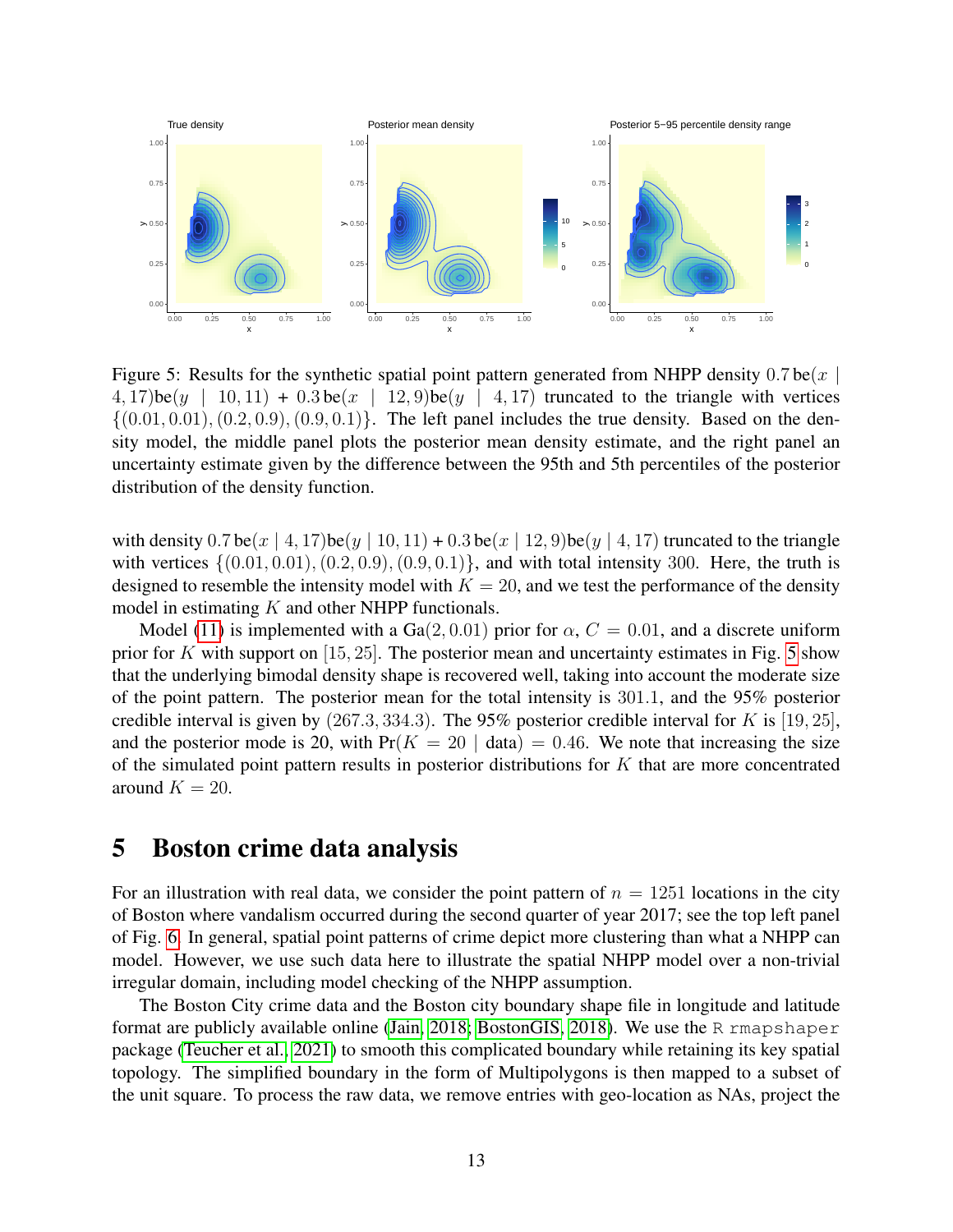True density

1.00
0.75
0.50
0.25
0.00
y
0.00 0.25 0.50 0.75 1.00
x

Posterior mean density

1.00
0.75
0.50
0.25
0.00
y
0.00 0.25 0.50 0.75 1.00
x

10
5
0

Posterior 5−95 percentile density range

1.00
0.75
0.50
0.25
0.00
y
0.00 0.25 0.50 0.75 1.00
x

3
2
1
0

Figure 5: Results for the synthetic spatial point pattern generated from NHPP density $0.7\,\text{be}(x \mid 4, 17)\text{be}(y \mid 10, 11) + 0.3\,\text{be}(x \mid 12, 9)\text{be}(y \mid 4, 17)$ truncated to the triangle with vertices $\{(0.01, 0.01), (0.2, 0.9), (0.9, 0.1)\}$. The left panel includes the true density. Based on the density model, the middle panel plots the posterior mean density estimate, and the right panel an uncertainty estimate given by the difference between the 95th and 5th percentiles of the posterior distribution of the density function.

with density $0.7\,\text{be}(x \mid 4, 17)\text{be}(y \mid 10, 11) + 0.3\,\text{be}(x \mid 12, 9)\text{be}(y \mid 4, 17)$ truncated to the triangle with vertices $\{(0.01, 0.01), (0.2, 0.9), (0.9, 0.1)\}$, and with total intensity 300. Here, the truth is designed to resemble the intensity model with $K = 20$, and we test the performance of the density model in estimating $K$ and other NHPP functionals.

Model (11) is implemented with a $\text{Ga}(2, 0.01)$ prior for $\alpha$, $C = 0.01$, and a discrete uniform prior for $K$ with support on $[15, 25]$. The posterior mean and uncertainty estimates in Fig. 5 show that the underlying bimodal density shape is recovered well, taking into account the moderate size of the point pattern. The posterior mean for the total intensity is 301.1, and the 95% posterior credible interval is given by $(267.3, 334.3)$. The 95% posterior credible interval for $K$ is $[19, 25]$, and the posterior mode is 20, with $\Pr(K = 20 \mid \text{data}) = 0.46$. We note that increasing the size of the simulated point pattern results in posterior distributions for $K$ that are more concentrated around $K = 20$.

# 5 Boston crime data analysis

For an illustration with real data, we consider the point pattern of $n = 1251$ locations in the city of Boston where vandalism occurred during the second quarter of year 2017; see the top left panel of Fig. 6. In general, spatial point patterns of crime depict more clustering than what a NHPP can model. However, we use such data here to illustrate the spatial NHPP model over a non-trivial irregular domain, including model checking of the NHPP assumption.

The Boston City crime data and the Boston city boundary shape file in longitude and latitude format are publicly available online (Jain, 2018; BostonGIS, 2018). We use the `R` `rmapshaper` package (Teucher et al., 2021) to smooth this complicated boundary while retaining its key spatial topology. The simplified boundary in the form of Multipolygons is then mapped to a subset of the unit square. To process the raw data, we remove entries with geo-location as NAs, project the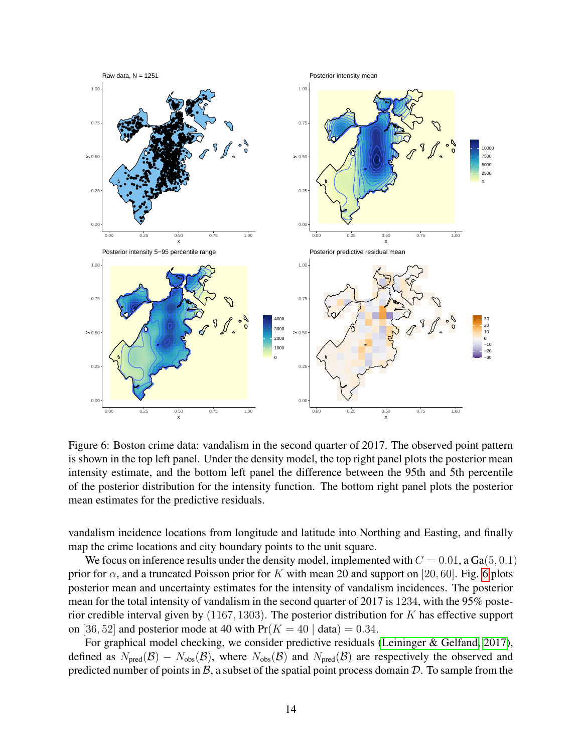Raw data, N = 1251

Posterior intensity mean

Posterior intensity 5−95 percentile range

Posterior predictive residual mean

Figure 6: Boston crime data: vandalism in the second quarter of 2017. The observed point pattern is shown in the top left panel. Under the density model, the top right panel plots the posterior mean intensity estimate, and the bottom left panel the difference between the 95th and 5th percentile of the posterior distribution for the intensity function. The bottom right panel plots the posterior mean estimates for the predictive residuals.

vandalism incidence locations from longitude and latitude into Northing and Easting, and finally map the crime locations and city boundary points to the unit square.

We focus on inference results under the density model, implemented with $C = 0.01$, a $\text{Ga}(5, 0.1)$ prior for $\alpha$, and a truncated Poisson prior for $K$ with mean 20 and support on $[20, 60]$. Fig. 6 plots posterior mean and uncertainty estimates for the intensity of vandalism incidences. The posterior mean for the total intensity of vandalism in the second quarter of 2017 is $1234$, with the 95% posterior credible interval given by $(1167, 1303)$. The posterior distribution for $K$ has effective support on $[36, 52]$ and posterior mode at 40 with $\Pr(K = 40 \mid \text{data}) = 0.34$.

For graphical model checking, we consider predictive residuals (Leininger & Gelfand, 2017), defined as $N_{\text{pred}}(\mathcal{B}) - N_{\text{obs}}(\mathcal{B})$, where $N_{\text{obs}}(\mathcal{B})$ and $N_{\text{pred}}(\mathcal{B})$ are respectively the observed and predicted number of points in $\mathcal{B}$, a subset of the spatial point process domain $\mathcal{D}$. To sample from the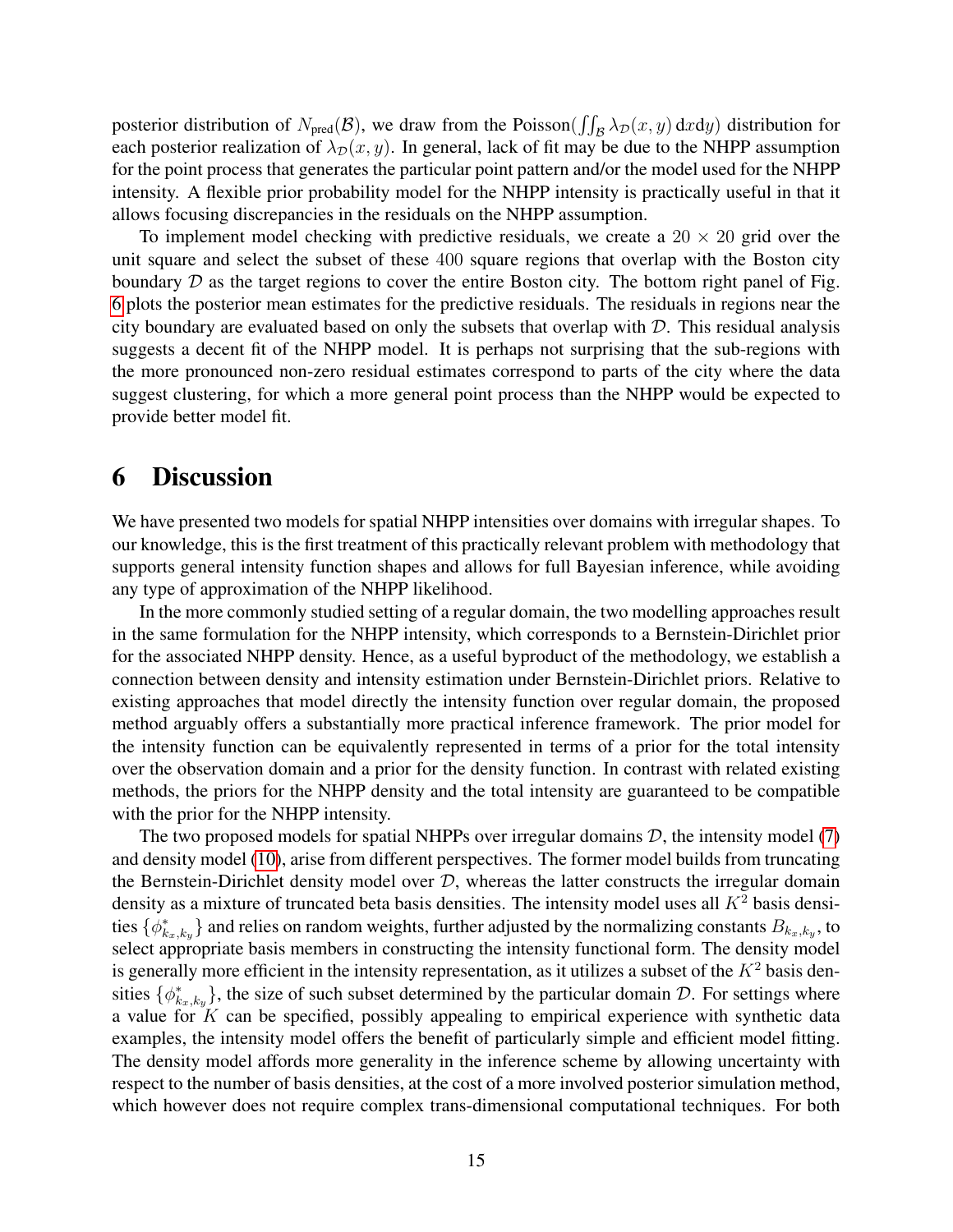posterior distribution of $N_{\text{pred}}(\mathcal{B})$, we draw from the Poisson($\iint_{\mathcal{B}} \lambda_{\mathcal{D}}(x, y)\, \mathrm{d}x\mathrm{d}y$) distribution for each posterior realization of $\lambda_{\mathcal{D}}(x, y)$. In general, lack of fit may be due to the NHPP assumption for the point process that generates the particular point pattern and/or the model used for the NHPP intensity. A flexible prior probability model for the NHPP intensity is practically useful in that it allows focusing discrepancies in the residuals on the NHPP assumption.

To implement model checking with predictive residuals, we create a $20 \times 20$ grid over the unit square and select the subset of these 400 square regions that overlap with the Boston city boundary $\mathcal{D}$ as the target regions to cover the entire Boston city. The bottom right panel of Fig. 6 plots the posterior mean estimates for the predictive residuals. The residuals in regions near the city boundary are evaluated based on only the subsets that overlap with $\mathcal{D}$. This residual analysis suggests a decent fit of the NHPP model. It is perhaps not surprising that the sub-regions with the more pronounced non-zero residual estimates correspond to parts of the city where the data suggest clustering, for which a more general point process than the NHPP would be expected to provide better model fit.

# 6 Discussion

We have presented two models for spatial NHPP intensities over domains with irregular shapes. To our knowledge, this is the first treatment of this practically relevant problem with methodology that supports general intensity function shapes and allows for full Bayesian inference, while avoiding any type of approximation of the NHPP likelihood.

In the more commonly studied setting of a regular domain, the two modelling approaches result in the same formulation for the NHPP intensity, which corresponds to a Bernstein-Dirichlet prior for the associated NHPP density. Hence, as a useful byproduct of the methodology, we establish a connection between density and intensity estimation under Bernstein-Dirichlet priors. Relative to existing approaches that model directly the intensity function over regular domain, the proposed method arguably offers a substantially more practical inference framework. The prior model for the intensity function can be equivalently represented in terms of a prior for the total intensity over the observation domain and a prior for the density function. In contrast with related existing methods, the priors for the NHPP density and the total intensity are guaranteed to be compatible with the prior for the NHPP intensity.

The two proposed models for spatial NHPPs over irregular domains $\mathcal{D}$, the intensity model (7) and density model (10), arise from different perspectives. The former model builds from truncating the Bernstein-Dirichlet density model over $\mathcal{D}$, whereas the latter constructs the irregular domain density as a mixture of truncated beta basis densities. The intensity model uses all $K^2$ basis densities $\{\phi^*_{k_x,k_y}\}$ and relies on random weights, further adjusted by the normalizing constants $B_{k_x,k_y}$, to select appropriate basis members in constructing the intensity functional form. The density model is generally more efficient in the intensity representation, as it utilizes a subset of the $K^2$ basis densities $\{\phi^*_{k_x,k_y}\}$, the size of such subset determined by the particular domain $\mathcal{D}$. For settings where a value for $K$ can be specified, possibly appealing to empirical experience with synthetic data examples, the intensity model offers the benefit of particularly simple and efficient model fitting. The density model affords more generality in the inference scheme by allowing uncertainty with respect to the number of basis densities, at the cost of a more involved posterior simulation method, which however does not require complex trans-dimensional computational techniques. For both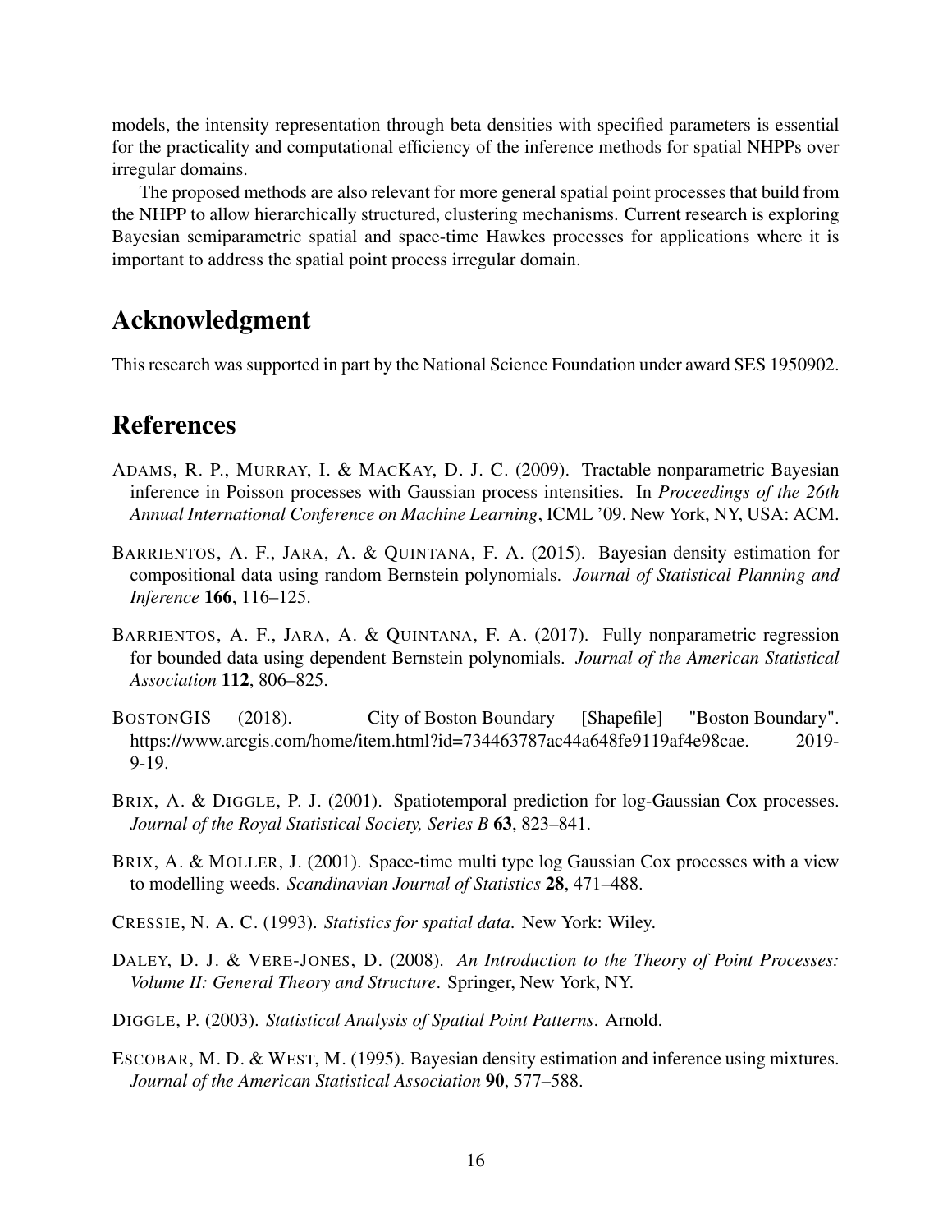models, the intensity representation through beta densities with specified parameters is essential for the practicality and computational efficiency of the inference methods for spatial NHPPs over irregular domains.

The proposed methods are also relevant for more general spatial point processes that build from the NHPP to allow hierarchically structured, clustering mechanisms. Current research is exploring Bayesian semiparametric spatial and space-time Hawkes processes for applications where it is important to address the spatial point process irregular domain.

## Acknowledgment

This research was supported in part by the National Science Foundation under award SES 1950902.

## References

ADAMS, R. P., MURRAY, I. & MACKAY, D. J. C. (2009). Tractable nonparametric Bayesian inference in Poisson processes with Gaussian process intensities. In *Proceedings of the 26th Annual International Conference on Machine Learning*, ICML '09. New York, NY, USA: ACM.

BARRIENTOS, A. F., JARA, A. & QUINTANA, F. A. (2015). Bayesian density estimation for compositional data using random Bernstein polynomials. *Journal of Statistical Planning and Inference* **166**, 116–125.

BARRIENTOS, A. F., JARA, A. & QUINTANA, F. A. (2017). Fully nonparametric regression for bounded data using dependent Bernstein polynomials. *Journal of the American Statistical Association* **112**, 806–825.

BOSTONGIS (2018). City of Boston Boundary [Shapefile] "Boston Boundary". https://www.arcgis.com/home/item.html?id=734463787ac44a648fe9119af4e98cae. 2019-9-19.

BRIX, A. & DIGGLE, P. J. (2001). Spatiotemporal prediction for log-Gaussian Cox processes. *Journal of the Royal Statistical Society, Series B* **63**, 823–841.

BRIX, A. & MOLLER, J. (2001). Space-time multi type log Gaussian Cox processes with a view to modelling weeds. *Scandinavian Journal of Statistics* **28**, 471–488.

CRESSIE, N. A. C. (1993). *Statistics for spatial data*. New York: Wiley.

DALEY, D. J. & VERE-JONES, D. (2008). *An Introduction to the Theory of Point Processes: Volume II: General Theory and Structure*. Springer, New York, NY.

DIGGLE, P. (2003). *Statistical Analysis of Spatial Point Patterns*. Arnold.

ESCOBAR, M. D. & WEST, M. (1995). Bayesian density estimation and inference using mixtures. *Journal of the American Statistical Association* **90**, 577–588.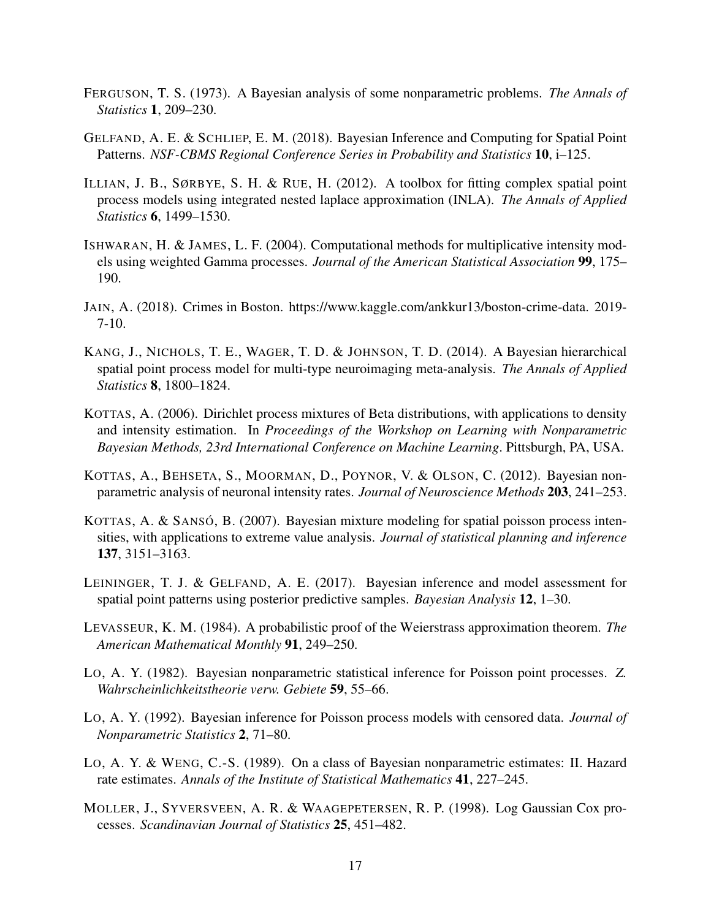FERGUSON, T. S. (1973). A Bayesian analysis of some nonparametric problems. *The Annals of Statistics* **1**, 209–230.

GELFAND, A. E. & SCHLIEP, E. M. (2018). Bayesian Inference and Computing for Spatial Point Patterns. *NSF-CBMS Regional Conference Series in Probability and Statistics* **10**, i–125.

ILLIAN, J. B., SØRBYE, S. H. & RUE, H. (2012). A toolbox for fitting complex spatial point process models using integrated nested laplace approximation (INLA). *The Annals of Applied Statistics* **6**, 1499–1530.

ISHWARAN, H. & JAMES, L. F. (2004). Computational methods for multiplicative intensity models using weighted Gamma processes. *Journal of the American Statistical Association* **99**, 175–190.

JAIN, A. (2018). Crimes in Boston. https://www.kaggle.com/ankkur13/boston-crime-data. 2019-7-10.

KANG, J., NICHOLS, T. E., WAGER, T. D. & JOHNSON, T. D. (2014). A Bayesian hierarchical spatial point process model for multi-type neuroimaging meta-analysis. *The Annals of Applied Statistics* **8**, 1800–1824.

KOTTAS, A. (2006). Dirichlet process mixtures of Beta distributions, with applications to density and intensity estimation. In *Proceedings of the Workshop on Learning with Nonparametric Bayesian Methods, 23rd International Conference on Machine Learning*. Pittsburgh, PA, USA.

KOTTAS, A., BEHSETA, S., MOORMAN, D., POYNOR, V. & OLSON, C. (2012). Bayesian nonparametric analysis of neuronal intensity rates. *Journal of Neuroscience Methods* **203**, 241–253.

KOTTAS, A. & SANSÓ, B. (2007). Bayesian mixture modeling for spatial poisson process intensities, with applications to extreme value analysis. *Journal of statistical planning and inference* **137**, 3151–3163.

LEININGER, T. J. & GELFAND, A. E. (2017). Bayesian inference and model assessment for spatial point patterns using posterior predictive samples. *Bayesian Analysis* **12**, 1–30.

LEVASSEUR, K. M. (1984). A probabilistic proof of the Weierstrass approximation theorem. *The American Mathematical Monthly* **91**, 249–250.

LO, A. Y. (1982). Bayesian nonparametric statistical inference for Poisson point processes. *Z. Wahrscheinlichkeitstheorie verw. Gebiete* **59**, 55–66.

LO, A. Y. (1992). Bayesian inference for Poisson process models with censored data. *Journal of Nonparametric Statistics* **2**, 71–80.

LO, A. Y. & WENG, C.-S. (1989). On a class of Bayesian nonparametric estimates: II. Hazard rate estimates. *Annals of the Institute of Statistical Mathematics* **41**, 227–245.

MOLLER, J., SYVERSVEEN, A. R. & WAAGEPETERSEN, R. P. (1998). Log Gaussian Cox processes. *Scandinavian Journal of Statistics* **25**, 451–482.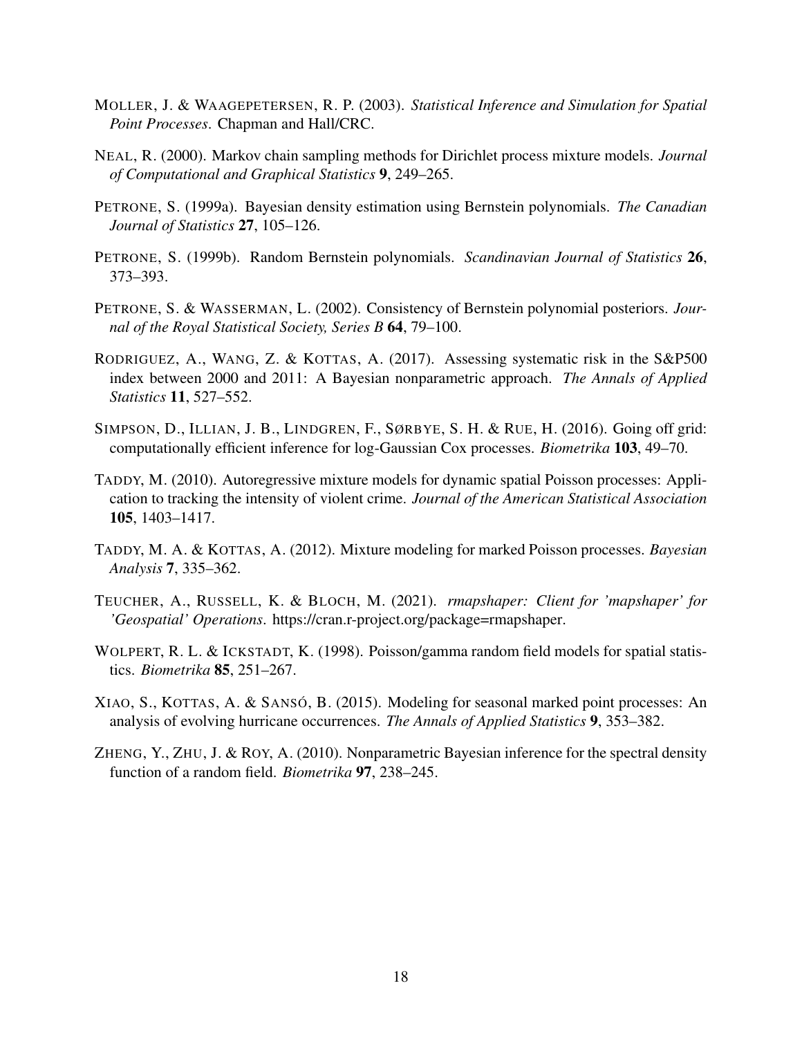MOLLER, J. & WAAGEPETERSEN, R. P. (2003). *Statistical Inference and Simulation for Spatial Point Processes*. Chapman and Hall/CRC.

NEAL, R. (2000). Markov chain sampling methods for Dirichlet process mixture models. *Journal of Computational and Graphical Statistics* **9**, 249–265.

PETRONE, S. (1999a). Bayesian density estimation using Bernstein polynomials. *The Canadian Journal of Statistics* **27**, 105–126.

PETRONE, S. (1999b). Random Bernstein polynomials. *Scandinavian Journal of Statistics* **26**, 373–393.

PETRONE, S. & WASSERMAN, L. (2002). Consistency of Bernstein polynomial posteriors. *Journal of the Royal Statistical Society, Series B* **64**, 79–100.

RODRIGUEZ, A., WANG, Z. & KOTTAS, A. (2017). Assessing systematic risk in the S&P500 index between 2000 and 2011: A Bayesian nonparametric approach. *The Annals of Applied Statistics* **11**, 527–552.

SIMPSON, D., ILLIAN, J. B., LINDGREN, F., SØRBYE, S. H. & RUE, H. (2016). Going off grid: computationally efficient inference for log-Gaussian Cox processes. *Biometrika* **103**, 49–70.

TADDY, M. (2010). Autoregressive mixture models for dynamic spatial Poisson processes: Application to tracking the intensity of violent crime. *Journal of the American Statistical Association* **105**, 1403–1417.

TADDY, M. A. & KOTTAS, A. (2012). Mixture modeling for marked Poisson processes. *Bayesian Analysis* **7**, 335–362.

TEUCHER, A., RUSSELL, K. & BLOCH, M. (2021). *rmapshaper: Client for 'mapshaper' for 'Geospatial' Operations*. https://cran.r-project.org/package=rmapshaper.

WOLPERT, R. L. & ICKSTADT, K. (1998). Poisson/gamma random field models for spatial statistics. *Biometrika* **85**, 251–267.

XIAO, S., KOTTAS, A. & SANSÓ, B. (2015). Modeling for seasonal marked point processes: An analysis of evolving hurricane occurrences. *The Annals of Applied Statistics* **9**, 353–382.

ZHENG, Y., ZHU, J. & ROY, A. (2010). Nonparametric Bayesian inference for the spectral density function of a random field. *Biometrika* **97**, 238–245.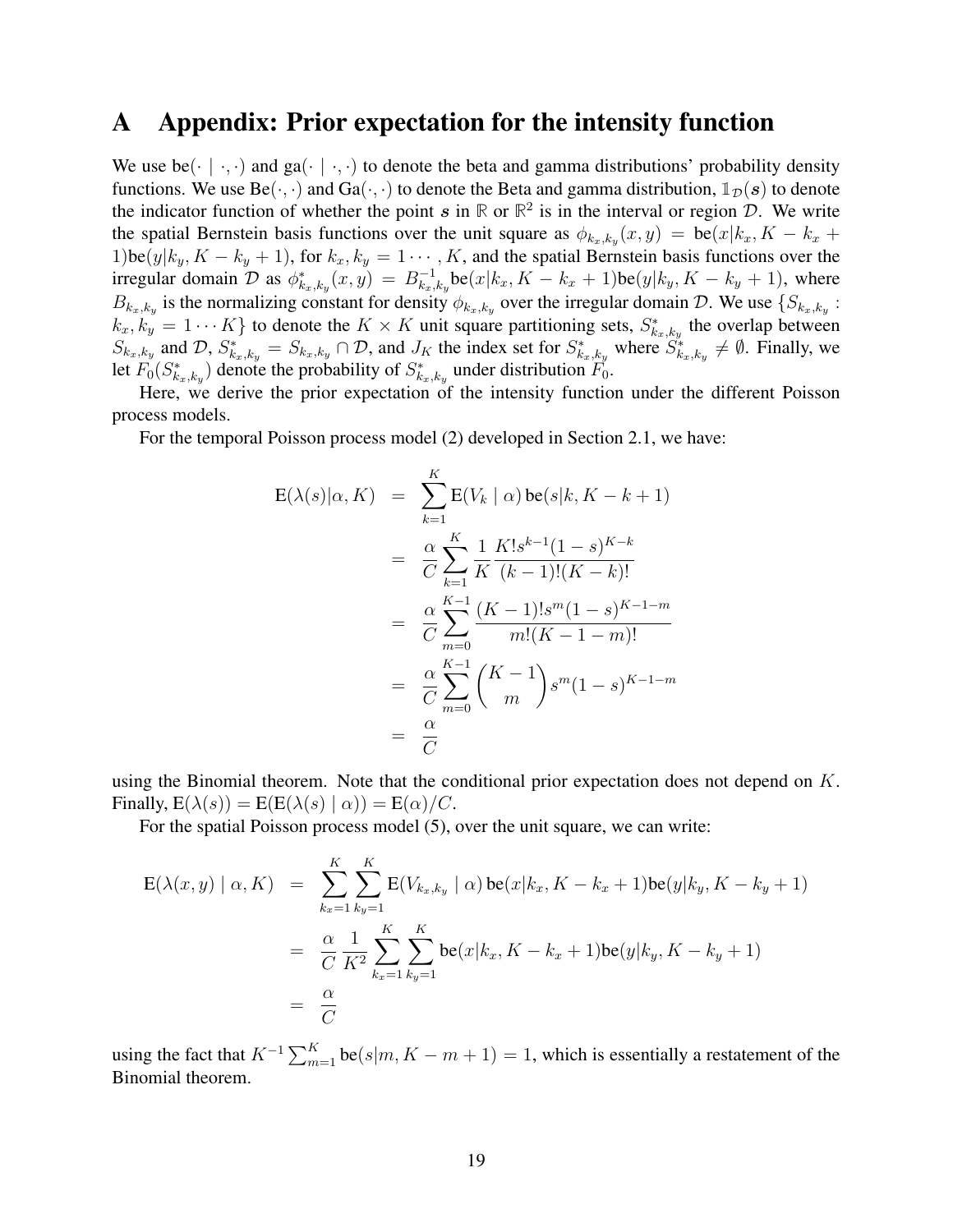# A Appendix: Prior expectation for the intensity function

We use $\text{be}(\cdot \mid \cdot, \cdot)$ and $\text{ga}(\cdot \mid \cdot, \cdot)$ to denote the beta and gamma distributions' probability density functions. We use $\text{Be}(\cdot, \cdot)$ and $\text{Ga}(\cdot, \cdot)$ to denote the Beta and gamma distribution, $\mathbb{1}_{\mathcal{D}}(\boldsymbol{s})$ to denote the indicator function of whether the point $\boldsymbol{s}$ in $\mathbb{R}$ or $\mathbb{R}^2$ is in the interval or region $\mathcal{D}$. We write the spatial Bernstein basis functions over the unit square as $\phi_{k_x,k_y}(x, y) = \text{be}(x|k_x, K - k_x + 1)\text{be}(y|k_y, K - k_y + 1)$, for $k_x, k_y = 1 \cdots, K$, and the spatial Bernstein basis functions over the irregular domain $\mathcal{D}$ as $\phi^*_{k_x,k_y}(x, y) = B^{-1}_{k_x,k_y}\text{be}(x|k_x, K - k_x + 1)\text{be}(y|k_y, K - k_y + 1)$, where $B_{k_x,k_y}$ is the normalizing constant for density $\phi_{k_x,k_y}$ over the irregular domain $\mathcal{D}$. We use $\{S_{k_x,k_y} : k_x, k_y = 1 \cdots K\}$ to denote the $K \times K$ unit square partitioning sets, $S^*_{k_x,k_y}$ the overlap between $S_{k_x,k_y}$ and $\mathcal{D}$, $S^*_{k_x,k_y} = S_{k_x,k_y} \cap \mathcal{D}$, and $J_K$ the index set for $S^*_{k_x,k_y}$ where $S^*_{k_x,k_y} \neq \emptyset$. Finally, we let $F_0(S^*_{k_x,k_y})$ denote the probability of $S^*_{k_x,k_y}$ under distribution $F_0$.

Here, we derive the prior expectation of the intensity function under the different Poisson process models.

For the temporal Poisson process model (2) developed in Section 2.1, we have:

$$
\begin{aligned}
\text{E}(\lambda(s)|\alpha, K) &= \sum_{k=1}^{K} \text{E}(V_k \mid \alpha)\, \text{be}(s|k, K - k + 1) \\
&= \frac{\alpha}{C} \sum_{k=1}^{K} \frac{1}{K} \frac{K! s^{k-1}(1-s)^{K-k}}{(k-1)!(K-k)!} \\
&= \frac{\alpha}{C} \sum_{m=0}^{K-1} \frac{(K-1)! s^m (1-s)^{K-1-m}}{m!(K-1-m)!} \\
&= \frac{\alpha}{C} \sum_{m=0}^{K-1} \binom{K-1}{m} s^m (1-s)^{K-1-m} \\
&= \frac{\alpha}{C}
\end{aligned}
$$

using the Binomial theorem. Note that the conditional prior expectation does not depend on $K$. Finally, $\text{E}(\lambda(s)) = \text{E}(\text{E}(\lambda(s) \mid \alpha)) = \text{E}(\alpha)/C$.

For the spatial Poisson process model (5), over the unit square, we can write:

$$
\begin{aligned}
\text{E}(\lambda(x, y) \mid \alpha, K) &= \sum_{k_x=1}^{K} \sum_{k_y=1}^{K} \text{E}(V_{k_x,k_y} \mid \alpha)\, \text{be}(x|k_x, K - k_x + 1)\text{be}(y|k_y, K - k_y + 1) \\
&= \frac{\alpha}{C} \frac{1}{K^2} \sum_{k_x=1}^{K} \sum_{k_y=1}^{K} \text{be}(x|k_x, K - k_x + 1)\text{be}(y|k_y, K - k_y + 1) \\
&= \frac{\alpha}{C}
\end{aligned}
$$

using the fact that $K^{-1} \sum_{m=1}^{K} \text{be}(s|m, K - m + 1) = 1$, which is essentially a restatement of the Binomial theorem.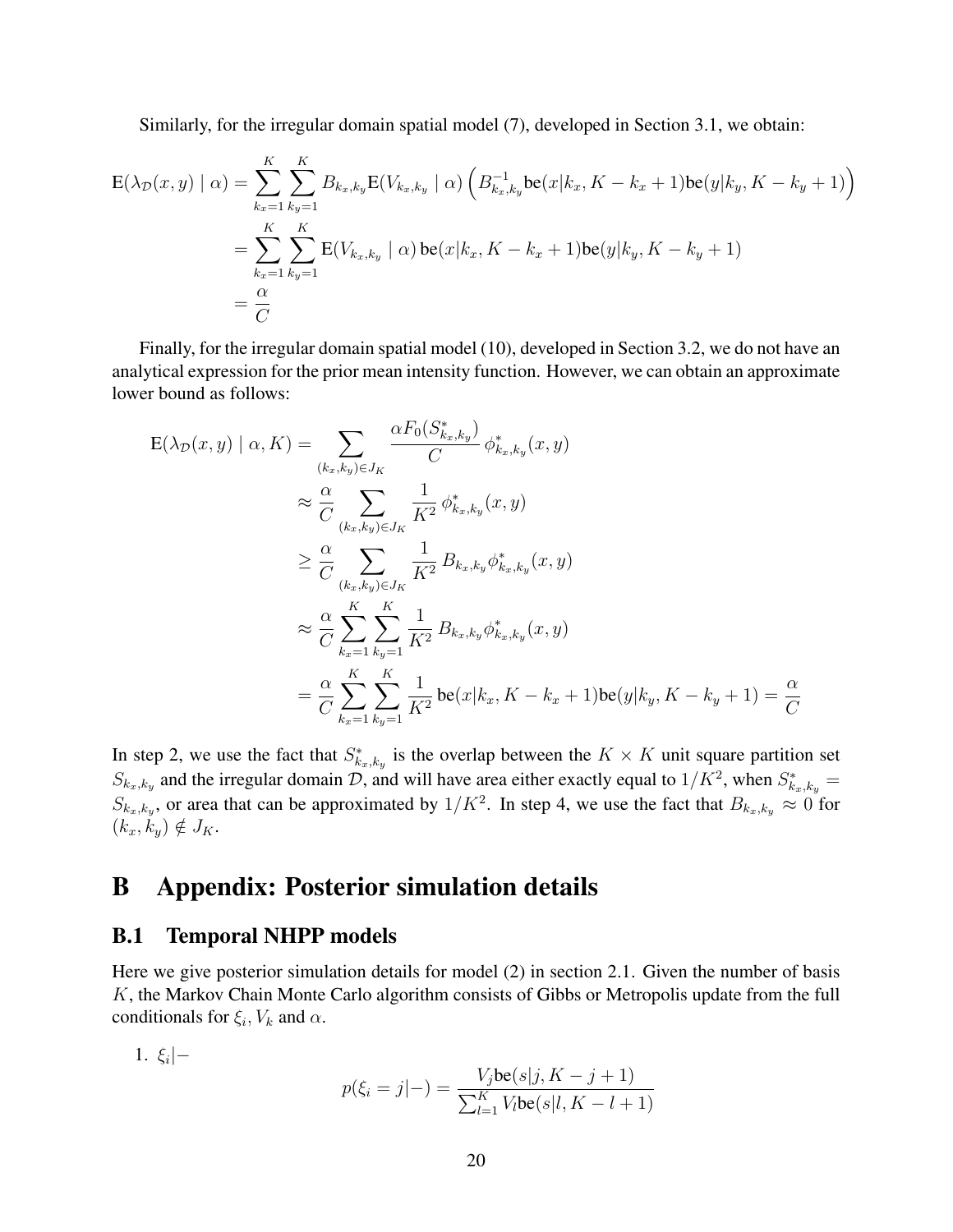Similarly, for the irregular domain spatial model (7), developed in Section 3.1, we obtain:

$$
\begin{aligned}
\mathrm{E}(\lambda_{\mathcal{D}}(x,y) \mid \alpha) &= \sum_{k_x=1}^{K}\sum_{k_y=1}^{K} B_{k_x,k_y}\mathrm{E}(V_{k_x,k_y} \mid \alpha)\left(B_{k_x,k_y}^{-1}\mathsf{be}(x|k_x, K-k_x+1)\mathsf{be}(y|k_y, K-k_y+1)\right) \\
&= \sum_{k_x=1}^{K}\sum_{k_y=1}^{K} \mathrm{E}(V_{k_x,k_y} \mid \alpha)\,\mathsf{be}(x|k_x, K-k_x+1)\mathsf{be}(y|k_y, K-k_y+1) \\
&= \frac{\alpha}{C}
\end{aligned}
$$

Finally, for the irregular domain spatial model (10), developed in Section 3.2, we do not have an analytical expression for the prior mean intensity function. However, we can obtain an approximate lower bound as follows:

$$
\begin{aligned}
\mathrm{E}(\lambda_{\mathcal{D}}(x,y) \mid \alpha, K) &= \sum_{(k_x,k_y)\in J_K} \frac{\alpha F_0(S^*_{k_x,k_y})}{C}\,\phi^*_{k_x,k_y}(x,y) \\
&\approx \frac{\alpha}{C}\sum_{(k_x,k_y)\in J_K} \frac{1}{K^2}\,\phi^*_{k_x,k_y}(x,y) \\
&\geq \frac{\alpha}{C}\sum_{(k_x,k_y)\in J_K} \frac{1}{K^2}\,B_{k_x,k_y}\phi^*_{k_x,k_y}(x,y) \\
&\approx \frac{\alpha}{C}\sum_{k_x=1}^{K}\sum_{k_y=1}^{K} \frac{1}{K^2}\,B_{k_x,k_y}\phi^*_{k_x,k_y}(x,y) \\
&= \frac{\alpha}{C}\sum_{k_x=1}^{K}\sum_{k_y=1}^{K} \frac{1}{K^2}\,\mathsf{be}(x|k_x, K-k_x+1)\mathsf{be}(y|k_y, K-k_y+1) = \frac{\alpha}{C}
\end{aligned}
$$

In step 2, we use the fact that $S^*_{k_x,k_y}$ is the overlap between the $K \times K$ unit square partition set $S_{k_x,k_y}$ and the irregular domain $\mathcal{D}$, and will have area either exactly equal to $1/K^2$, when $S^*_{k_x,k_y} = S_{k_x,k_y}$, or area that can be approximated by $1/K^2$. In step 4, we use the fact that $B_{k_x,k_y} \approx 0$ for $(k_x, k_y) \notin J_K$.

# B Appendix: Posterior simulation details

## B.1 Temporal NHPP models

Here we give posterior simulation details for model (2) in section 2.1. Given the number of basis $K$, the Markov Chain Monte Carlo algorithm consists of Gibbs or Metropolis update from the full conditionals for $\xi_i, V_k$ and $\alpha$.

1. $\xi_i|-$

$$
p(\xi_i = j|-) = \frac{V_j\mathsf{be}(s|j, K-j+1)}{\sum_{l=1}^{K} V_l\mathsf{be}(s|l, K-l+1)}
$$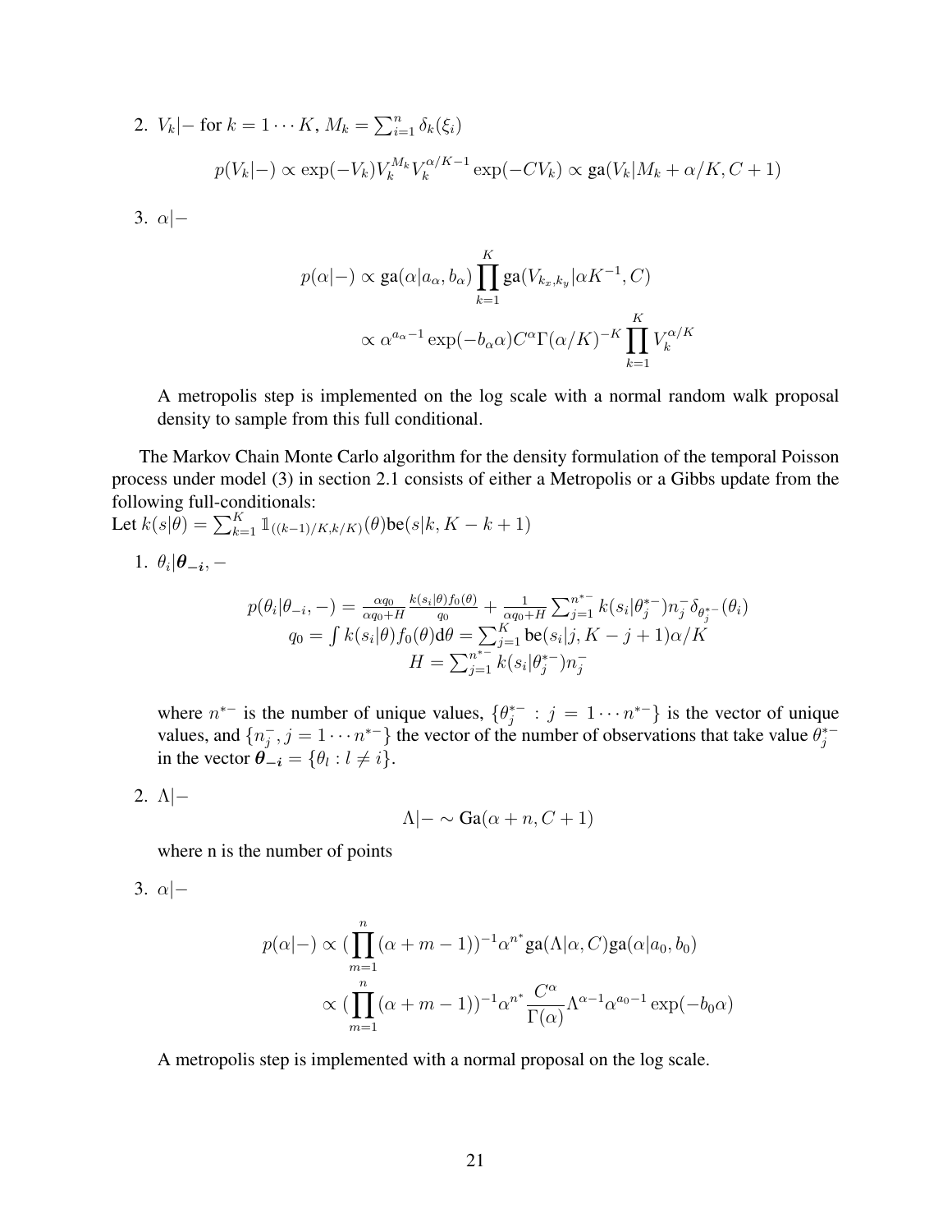2. $V_k|-$ for $k = 1 \cdots K$, $M_k = \sum_{i=1}^{n} \delta_k(\xi_i)$

$$p(V_k|-) \propto \exp(-V_k) V_k^{M_k} V_k^{\alpha/K-1} \exp(-CV_k) \propto \text{ga}(V_k|M_k + \alpha/K, C+1)$$

3. $\alpha|-$

$$p(\alpha|-) \propto \text{ga}(\alpha|a_\alpha, b_\alpha) \prod_{k=1}^{K} \text{ga}(V_{k_x,k_y}|\alpha K^{-1}, C)$$
$$\propto \alpha^{a_\alpha - 1} \exp(-b_\alpha \alpha) C^\alpha \Gamma(\alpha/K)^{-K} \prod_{k=1}^{K} V_k^{\alpha/K}$$

A metropolis step is implemented on the log scale with a normal random walk proposal density to sample from this full conditional.

The Markov Chain Monte Carlo algorithm for the density formulation of the temporal Poisson process under model (3) in section 2.1 consists of either a Metropolis or a Gibbs update from the following full-conditionals:
Let $k(s|\theta) = \sum_{k=1}^{K} \mathbb{1}_{((k-1)/K, k/K)}(\theta) \text{be}(s|k, K-k+1)$

1. $\theta_i|\boldsymbol{\theta_{-i}}, -$

$$p(\theta_i|\theta_{-i}, -) = \frac{\alpha q_0}{\alpha q_0 + H} \frac{k(s_i|\theta) f_0(\theta)}{q_0} + \frac{1}{\alpha q_0 + H} \sum_{j=1}^{n^{*-}} k(s_i|\theta_j^{*-}) n_j^- \delta_{\theta_j^{*-}}(\theta_i)$$
$$q_0 = \int k(s_i|\theta) f_0(\theta) \text{d}\theta = \sum_{j=1}^{K} \text{be}(s_i|j, K-j+1)\alpha/K$$
$$H = \sum_{j=1}^{n^{*-}} k(s_i|\theta_j^{*-}) n_j^-$$

where $n^{*-}$ is the number of unique values, $\{\theta_j^{*-} : j = 1 \cdots n^{*-}\}$ is the vector of unique values, and $\{n_j^-, j = 1 \cdots n^{*-}\}$ the vector of the number of observations that take value $\theta_j^{*-}$ in the vector $\boldsymbol{\theta_{-i}} = \{\theta_l : l \neq i\}$.

2. $\Lambda|-$

$$\Lambda|- \sim \text{Ga}(\alpha + n, C + 1)$$

where n is the number of points

3. $\alpha|-$

$$p(\alpha|-) \propto (\prod_{m=1}^{n} (\alpha + m - 1))^{-1} \alpha^{n^*} \text{ga}(\Lambda|\alpha, C) \text{ga}(\alpha|a_0, b_0)$$
$$\propto (\prod_{m=1}^{n} (\alpha + m - 1))^{-1} \alpha^{n^*} \frac{C^\alpha}{\Gamma(\alpha)} \Lambda^{\alpha-1} \alpha^{a_0 - 1} \exp(-b_0 \alpha)$$

A metropolis step is implemented with a normal proposal on the log scale.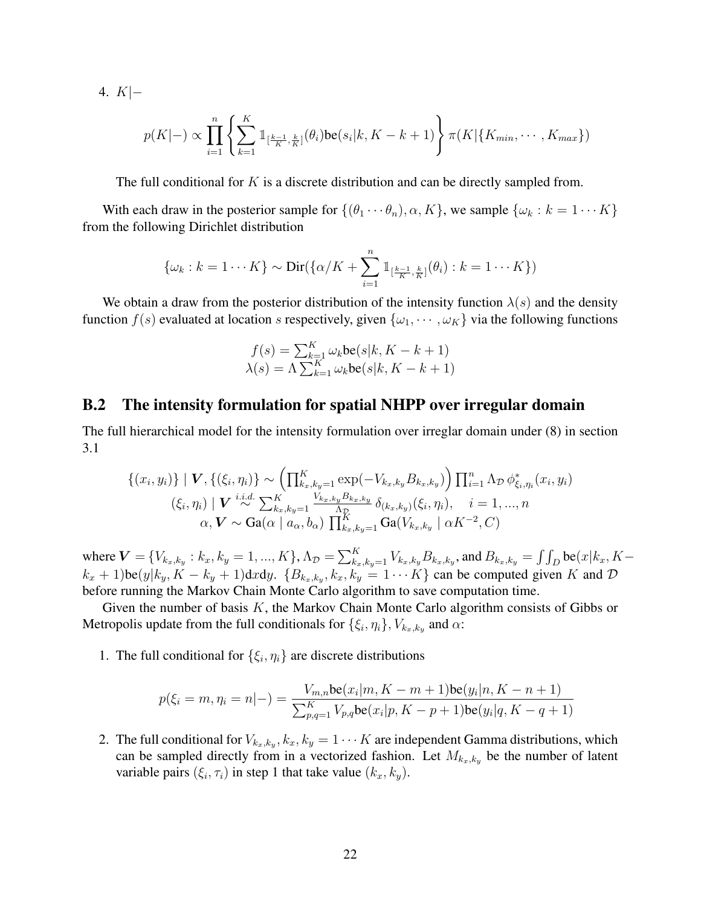4. $K|-$

$$p(K|-) \propto \prod_{i=1}^{n} \left\{ \sum_{k=1}^{K} \mathbb{1}_{[\frac{k-1}{K}, \frac{k}{K}]}(\theta_i) \text{be}(s_i|k, K-k+1) \right\} \pi(K|\{K_{min}, \cdots, K_{max}\})$$

The full conditional for $K$ is a discrete distribution and can be directly sampled from.

With each draw in the posterior sample for $\{(\theta_1 \cdots \theta_n), \alpha, K\}$, we sample $\{\omega_k : k = 1 \cdots K\}$ from the following Dirichlet distribution

$$\{\omega_k : k = 1 \cdots K\} \sim \text{Dir}(\{\alpha/K + \sum_{i=1}^{n} \mathbb{1}_{[\frac{k-1}{K}, \frac{k}{K}]}(\theta_i) : k = 1 \cdots K\})$$

We obtain a draw from the posterior distribution of the intensity function $\lambda(s)$ and the density function $f(s)$ evaluated at location $s$ respectively, given $\{\omega_1, \cdots, \omega_K\}$ via the following functions

$$\begin{array}{c} f(s) = \sum_{k=1}^{K} \omega_k \text{be}(s|k, K-k+1) \\ \lambda(s) = \Lambda \sum_{k=1}^{K} \omega_k \text{be}(s|k, K-k+1) \end{array}$$

## B.2 The intensity formulation for spatial NHPP over irregular domain

The full hierarchical model for the intensity formulation over irreglar domain under (8) in section 3.1

$$\begin{array}{c} \{(x_i, y_i)\} \mid \boldsymbol{V}, \{(\xi_i, \eta_i)\} \sim \left( \prod_{k_x,k_y=1}^{K} \exp(-V_{k_x,k_y} B_{k_x,k_y}) \right) \prod_{i=1}^{n} \Lambda_{\mathcal{D}} \, \phi^*_{\xi_i,\eta_i}(x_i, y_i) \\ (\xi_i, \eta_i) \mid \boldsymbol{V} \overset{i.i.d.}{\sim} \sum_{k_x,k_y=1}^{K} \frac{V_{k_x,k_y} B_{k_x,k_y}}{\Lambda_{\mathcal{D}}} \, \delta_{(k_x,k_y)}(\xi_i, \eta_i), \quad i = 1, ..., n \\ \alpha, \boldsymbol{V} \sim \text{Ga}(\alpha \mid a_\alpha, b_\alpha) \prod_{k_x,k_y=1}^{K} \text{Ga}(V_{k_x,k_y} \mid \alpha K^{-2}, C) \end{array}$$

where $\boldsymbol{V} = \{V_{k_x,k_y} : k_x, k_y = 1, ..., K\}$, $\Lambda_{\mathcal{D}} = \sum_{k_x,k_y=1}^{K} V_{k_x,k_y} B_{k_x,k_y}$, and $B_{k_x,k_y} = \int\int_D \text{be}(x|k_x, K - k_x + 1)\text{be}(y|k_y, K - k_y + 1)\text{d}x\text{d}y$. $\{B_{k_x,k_y}, k_x, k_y = 1 \cdots K\}$ can be computed given $K$ and $\mathcal{D}$ before running the Markov Chain Monte Carlo algorithm to save computation time.

Given the number of basis $K$, the Markov Chain Monte Carlo algorithm consists of Gibbs or Metropolis update from the full conditionals for $\{\xi_i, \eta_i\}$, $V_{k_x,k_y}$ and $\alpha$:

1. The full conditional for $\{\xi_i, \eta_i\}$ are discrete distributions

$$p(\xi_i = m, \eta_i = n|-) = \frac{V_{m,n}\text{be}(x_i|m, K-m+1)\text{be}(y_i|n, K-n+1)}{\sum_{p,q=1}^{K} V_{p,q}\text{be}(x_i|p, K-p+1)\text{be}(y_i|q, K-q+1)}$$

2. The full conditional for $V_{k_x,k_y}, k_x, k_y = 1 \cdots K$ are independent Gamma distributions, which can be sampled directly from in a vectorized fashion. Let $M_{k_x,k_y}$ be the number of latent variable pairs $(\xi_i, \tau_i)$ in step 1 that take value $(k_x, k_y)$.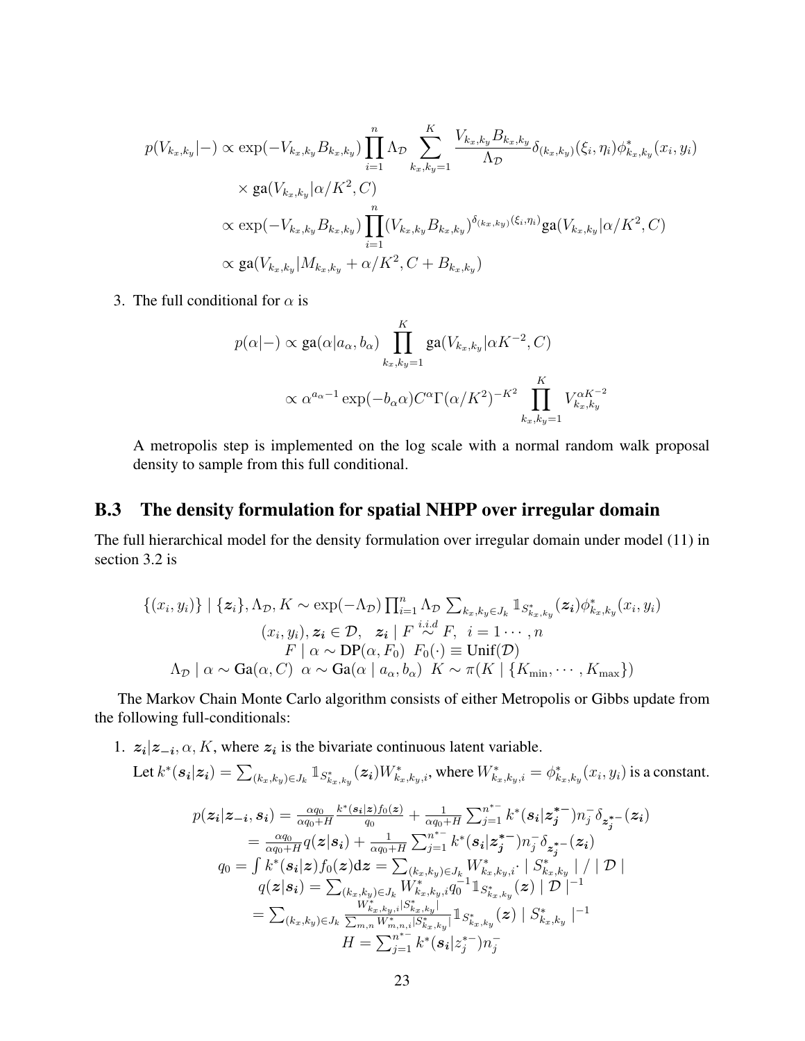$$
\begin{aligned}
p(V_{k_x,k_y}|-) &\propto \exp(-V_{k_x,k_y}B_{k_x,k_y})\prod_{i=1}^{n}\Lambda_{\mathcal{D}}\sum_{k_x,k_y=1}^{K}\frac{V_{k_x,k_y}B_{k_x,k_y}}{\Lambda_{\mathcal{D}}}\delta_{(k_x,k_y)}(\xi_i,\eta_i)\phi^*_{k_x,k_y}(x_i,y_i) \\
&\quad\times \text{ga}(V_{k_x,k_y}|\alpha/K^2, C) \\
&\propto \exp(-V_{k_x,k_y}B_{k_x,k_y})\prod_{i=1}^{n}(V_{k_x,k_y}B_{k_x,k_y})^{\delta_{(k_x,k_y)}(\xi_i,\eta_i)}\text{ga}(V_{k_x,k_y}|\alpha/K^2, C) \\
&\propto \text{ga}(V_{k_x,k_y}|M_{k_x,k_y}+\alpha/K^2, C+B_{k_x,k_y})
\end{aligned}
$$

3. The full conditional for $\alpha$ is

$$
\begin{aligned}
p(\alpha|-) &\propto \text{ga}(\alpha|a_\alpha,b_\alpha)\prod_{k_x,k_y=1}^{K}\text{ga}(V_{k_x,k_y}|\alpha K^{-2}, C) \\
&\propto \alpha^{a_\alpha-1}\exp(-b_\alpha\alpha)C^{\alpha}\Gamma(\alpha/K^2)^{-K^2}\prod_{k_x,k_y=1}^{K}V_{k_x,k_y}^{\alpha K^{-2}}
\end{aligned}
$$

A metropolis step is implemented on the log scale with a normal random walk proposal density to sample from this full conditional.

## B.3 The density formulation for spatial NHPP over irregular domain

The full hierarchical model for the density formulation over irregular domain under model (11) in section 3.2 is

$$
\begin{gathered}
\{(x_i,y_i)\}\mid\{\boldsymbol{z_i}\},\Lambda_{\mathcal{D}},K \sim \exp(-\Lambda_{\mathcal{D}})\prod_{i=1}^{n}\Lambda_{\mathcal{D}}\sum_{k_x,k_y\in J_k}\mathbb{1}_{S^*_{k_x,k_y}}(\boldsymbol{z_i})\phi^*_{k_x,k_y}(x_i,y_i) \\
(x_i,y_i),\boldsymbol{z_i}\in\mathcal{D},\quad \boldsymbol{z_i}\mid F \overset{i.i.d}{\sim} F,\ \ i=1\cdots,n \\
F\mid\alpha\sim \text{DP}(\alpha,F_0)\ \ F_0(\cdot)\equiv\text{Unif}(\mathcal{D}) \\
\Lambda_{\mathcal{D}}\mid\alpha\sim\text{Ga}(\alpha,C)\ \ \alpha\sim\text{Ga}(\alpha\mid a_\alpha,b_\alpha)\ \ K\sim\pi(K\mid\{K_{\min},\cdots,K_{\max}\})
\end{gathered}
$$

The Markov Chain Monte Carlo algorithm consists of either Metropolis or Gibbs update from the following full-conditionals:

1. $\boldsymbol{z_i}|\boldsymbol{z_{-i}},\alpha,K$, where $\boldsymbol{z_i}$ is the bivariate continuous latent variable.

   Let $k^*(\boldsymbol{s_i}|\boldsymbol{z_i})=\sum_{(k_x,k_y)\in J_k}\mathbb{1}_{S^*_{k_x,k_y}}(\boldsymbol{z_i})W^*_{k_x,k_y,i}$, where $W^*_{k_x,k_y,i}=\phi^*_{k_x,k_y}(x_i,y_i)$ is a constant.

$$
\begin{gathered}
p(\boldsymbol{z_i}|\boldsymbol{z_{-i}},\boldsymbol{s_i})=\frac{\alpha q_0}{\alpha q_0+H}\frac{k^*(\boldsymbol{s_i}|\boldsymbol{z})f_0(\boldsymbol{z})}{q_0}+\frac{1}{\alpha q_0+H}\sum_{j=1}^{n^{*-}}k^*(\boldsymbol{s_i}|\boldsymbol{z^{*-}_j})n_j^{-}\delta_{\boldsymbol{z^{*-}_j}}(\boldsymbol{z_i}) \\
=\frac{\alpha q_0}{\alpha q_0+H}q(\boldsymbol{z}|\boldsymbol{s_i})+\frac{1}{\alpha q_0+H}\sum_{j=1}^{n^{*-}}k^*(\boldsymbol{s_i}|\boldsymbol{z^{*-}_j})n_j^{-}\delta_{\boldsymbol{z^{*-}_j}}(\boldsymbol{z_i}) \\
q_0=\int k^*(\boldsymbol{s_i}|\boldsymbol{z})f_0(\boldsymbol{z})\mathrm{d}\boldsymbol{z}=\sum_{(k_x,k_y)\in J_k}W^*_{k_x,k_y,i}\cdot\mid S^*_{k_x,k_y}\mid/\mid\mathcal{D}\mid \\
q(\boldsymbol{z}|\boldsymbol{s_i})=\sum_{(k_x,k_y)\in J_k}W^*_{k_x,k_y,i}q_0^{-1}\mathbb{1}_{S^*_{k_x,k_y}}(\boldsymbol{z})\mid\mathcal{D}\mid^{-1} \\
=\sum_{(k_x,k_y)\in J_k}\frac{W^*_{k_x,k_y,i}|S^*_{k_x,k_y}|}{\sum_{m,n}W^*_{m,n,i}|S^*_{k_x,k_y}|}\mathbb{1}_{S^*_{k_x,k_y}}(\boldsymbol{z})\mid S^*_{k_x,k_y}\mid^{-1} \\
H=\sum_{j=1}^{n^{*-}}k^*(\boldsymbol{s_i}|z_j^{*-})n_j^{-}
\end{gathered}
$$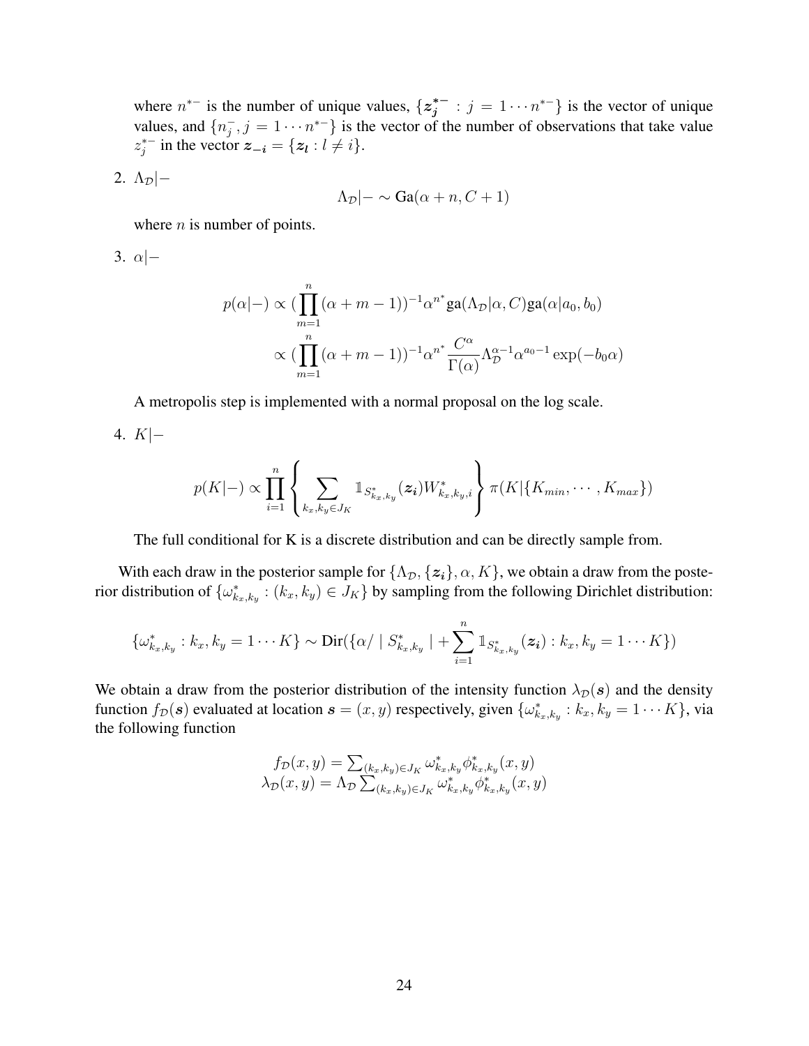where $n^{*-}$ is the number of unique values, $\{\boldsymbol{z_j^{*-}} : j = 1 \cdots n^{*-}\}$ is the vector of unique values, and $\{n_j^-, j = 1 \cdots n^{*-}\}$ is the vector of the number of observations that take value $z_j^{*-}$ in the vector $\boldsymbol{z_{-i}} = \{\boldsymbol{z_l} : l \neq i\}$.

2. $\Lambda_{\mathcal{D}}|-$

$$\Lambda_{\mathcal{D}}|- \sim \text{Ga}(\alpha + n, C + 1)$$

where $n$ is number of points.

3. $\alpha|-$

$$\begin{aligned} p(\alpha|-) &\propto (\prod_{m=1}^{n}(\alpha + m - 1))^{-1}\alpha^{n^*}\text{ga}(\Lambda_{\mathcal{D}}|\alpha, C)\text{ga}(\alpha|a_0, b_0) \\ &\propto (\prod_{m=1}^{n}(\alpha + m - 1))^{-1}\alpha^{n^*}\frac{C^{\alpha}}{\Gamma(\alpha)}\Lambda_{\mathcal{D}}^{\alpha-1}\alpha^{a_0-1}\exp(-b_0\alpha) \end{aligned}$$

A metropolis step is implemented with a normal proposal on the log scale.

4. $K|-$

$$p(K|-) \propto \prod_{i=1}^{n}\left\{\sum_{k_x, k_y \in J_K}\mathbb{1}_{S^*_{k_x,k_y}}(\boldsymbol{z_i})W^*_{k_x,k_y,i}\right\}\pi(K|\{K_{min}, \cdots, K_{max}\})$$

The full conditional for K is a discrete distribution and can be directly sample from.

With each draw in the posterior sample for $\{\Lambda_{\mathcal{D}}, \{\boldsymbol{z_i}\}, \alpha, K\}$, we obtain a draw from the posterior distribution of $\{\omega^*_{k_x,k_y} : (k_x, k_y) \in J_K\}$ by sampling from the following Dirichlet distribution:

$$\{\omega^*_{k_x,k_y} : k_x, k_y = 1 \cdots K\} \sim \text{Dir}(\{\alpha / \mid S^*_{k_x,k_y} \mid + \sum_{i=1}^{n}\mathbb{1}_{S^*_{k_x,k_y}}(\boldsymbol{z_i}) : k_x, k_y = 1 \cdots K\})$$

We obtain a draw from the posterior distribution of the intensity function $\lambda_{\mathcal{D}}(\boldsymbol{s})$ and the density function $f_{\mathcal{D}}(\boldsymbol{s})$ evaluated at location $\boldsymbol{s} = (x, y)$ respectively, given $\{\omega^*_{k_x,k_y} : k_x, k_y = 1 \cdots K\}$, via the following function

$$\begin{aligned} f_{\mathcal{D}}(x, y) &= \textstyle\sum_{(k_x,k_y)\in J_K}\omega^*_{k_x,k_y}\phi^*_{k_x,k_y}(x, y) \\ \lambda_{\mathcal{D}}(x, y) &= \Lambda_{\mathcal{D}}\textstyle\sum_{(k_x,k_y)\in J_K}\omega^*_{k_x,k_y}\phi^*_{k_x,k_y}(x, y) \end{aligned}$$